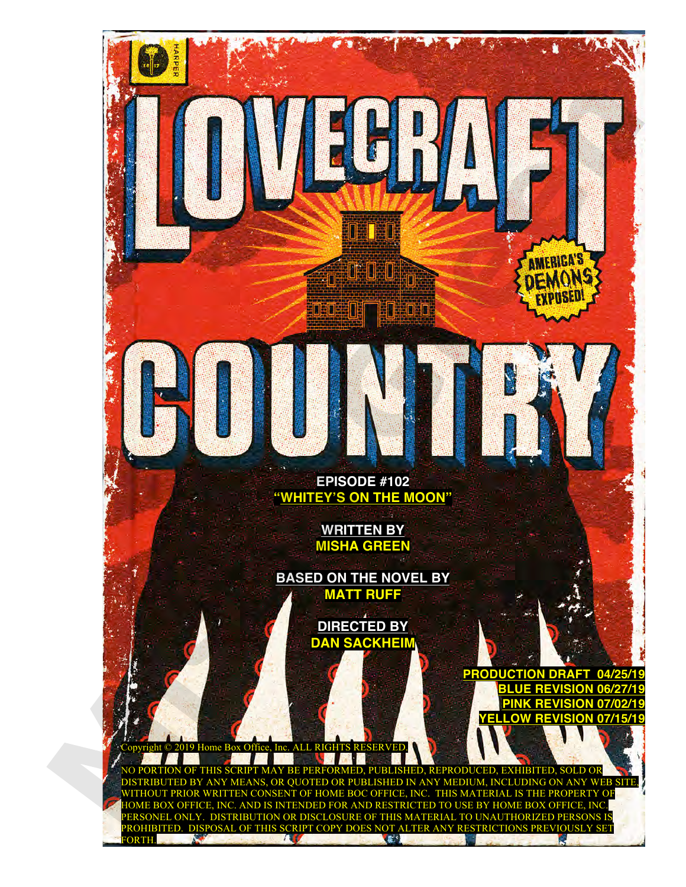# LOVECRAFT COUNTRY

AMERICA'S DEMONS EXPOSED!

**EPISODE #102**
**"WHITEY'S ON THE MOON"**

**WRITTEN BY**
**MISHA GREEN**

**BASED ON THE NOVEL BY**
**MATT RUFF**

**DIRECTED BY**
**DAN SACKHEIM**

**PRODUCTION DRAFT 04/25/19**
**BLUE REVISION 06/27/19**
**PINK REVISION 07/02/19**
**YELLOW REVISION 07/15/19**

Copyright © 2019 Home Box Office, Inc. ALL RIGHTS RESERVED.

NO PORTION OF THIS SCRIPT MAY BE PERFORMED, PUBLISHED, REPRODUCED, EXHIBITED, SOLD OR DISTRIBUTED BY ANY MEANS, OR QUOTED OR PUBLISHED IN ANY MEDIUM, INCLUDING ON ANY WEB SITE, WITHOUT PRIOR WRITTEN CONSENT OF HOME BOC OFFICE, INC. THIS MATERIAL IS THE PROPERTY OF HOME BOX OFFICE, INC. AND IS INTENDED FOR AND RESTRICTED TO USE BY HOME BOX OFFICE, INC. PERSONEL ONLY. DISTRIBUTION OR DISCLOSURE OF THIS MATERIAL TO UNAUTHORIZED PERSONS IS PROHIBITED. DISPOSAL OF THIS SCRIPT COPY DOES NOT ALTER ANY RESTRICTIONS PREVIOUSLY SET FORTH.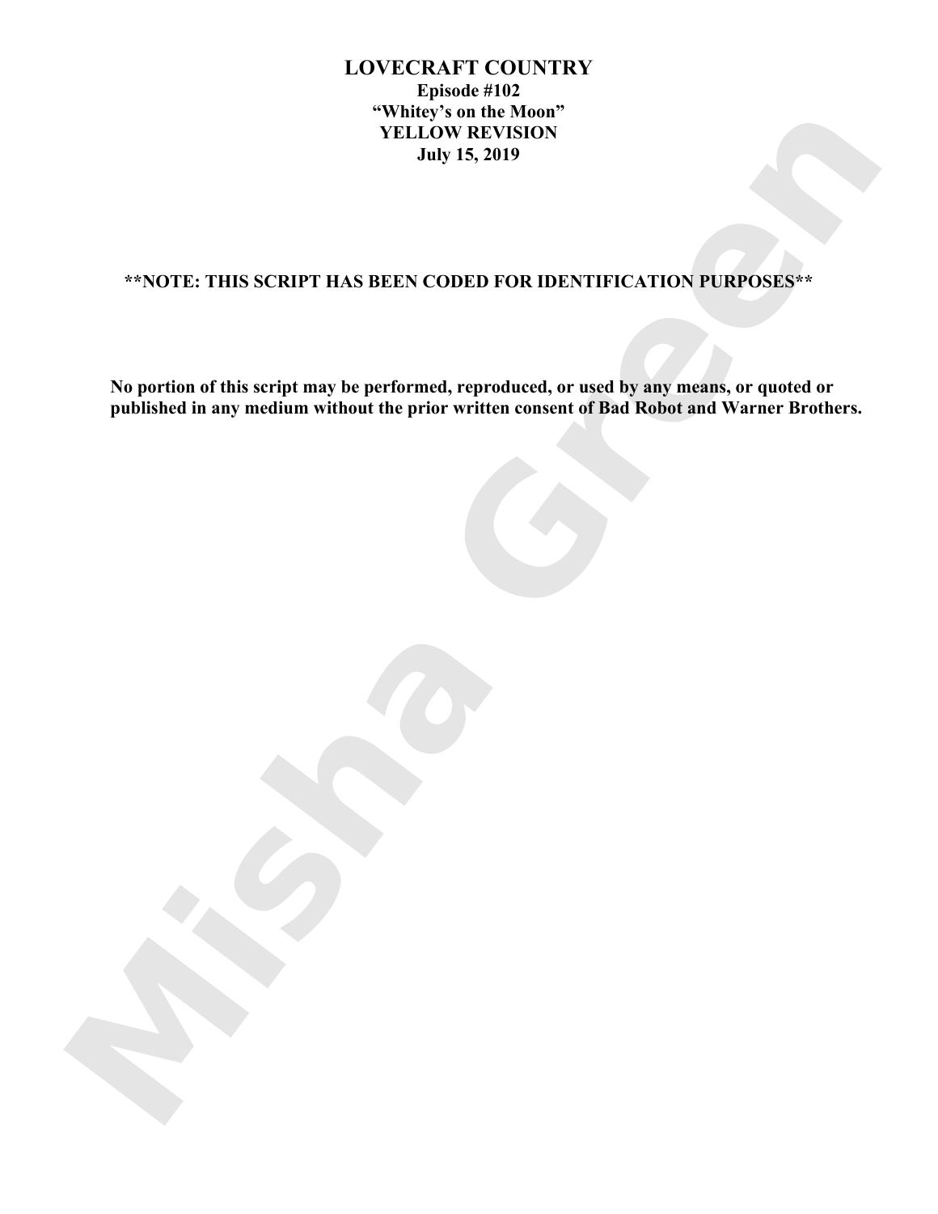# LOVECRAFT COUNTRY

**Episode #102**

**"Whitey's on the Moon"**

**YELLOW REVISION**

**July 15, 2019**

**\*\*NOTE: THIS SCRIPT HAS BEEN CODED FOR IDENTIFICATION PURPOSES\*\***

**No portion of this script may be performed, reproduced, or used by any means, or quoted or published in any medium without the prior written consent of Bad Robot and Warner Brothers.**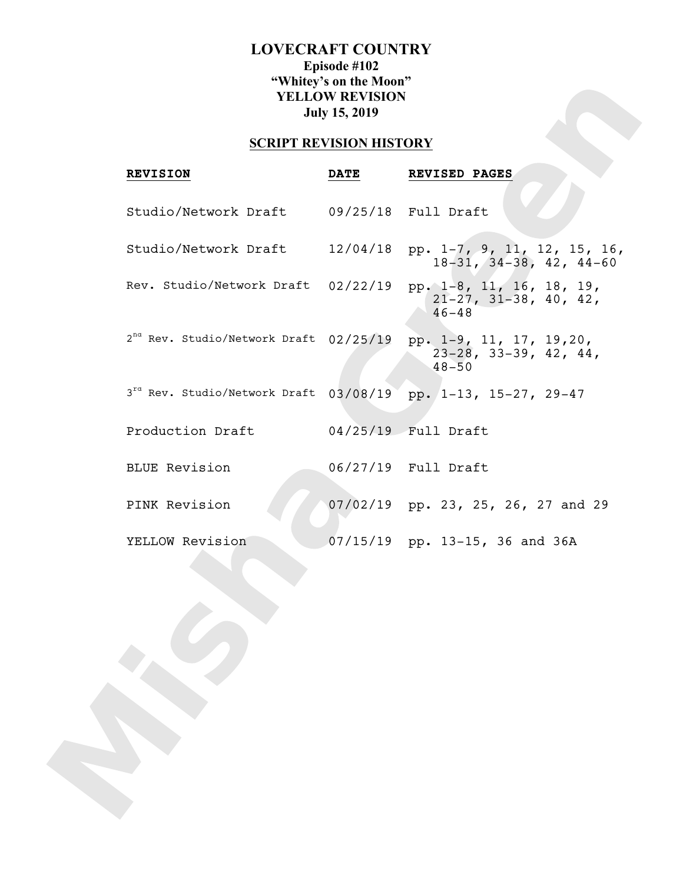# LOVECRAFT COUNTRY

**Episode #102**

**"Whitey's on the Moon"**

**YELLOW REVISION**

**July 15, 2019**

## SCRIPT REVISION HISTORY

| REVISION | DATE | REVISED PAGES |
|---|---|---|
| Studio/Network Draft | 09/25/18 | Full Draft |
| Studio/Network Draft | 12/04/18 | pp. 1-7, 9, 11, 12, 15, 16, 18-31, 34-38, 42, 44-60 |
| Rev. Studio/Network Draft | 02/22/19 | pp. 1-8, 11, 16, 18, 19, 21-27, 31-38, 40, 42, 46-48 |
| 2nd Rev. Studio/Network Draft | 02/25/19 | pp. 1-9, 11, 17, 19,20, 23-28, 33-39, 42, 44, 48-50 |
| 3rd Rev. Studio/Network Draft | 03/08/19 | pp. 1-13, 15-27, 29-47 |
| Production Draft | 04/25/19 | Full Draft |
| BLUE Revision | 06/27/19 | Full Draft |
| PINK Revision | 07/02/19 | pp. 23, 25, 26, 27 and 29 |
| YELLOW Revision | 07/15/19 | pp. 13-15, 36 and 36A |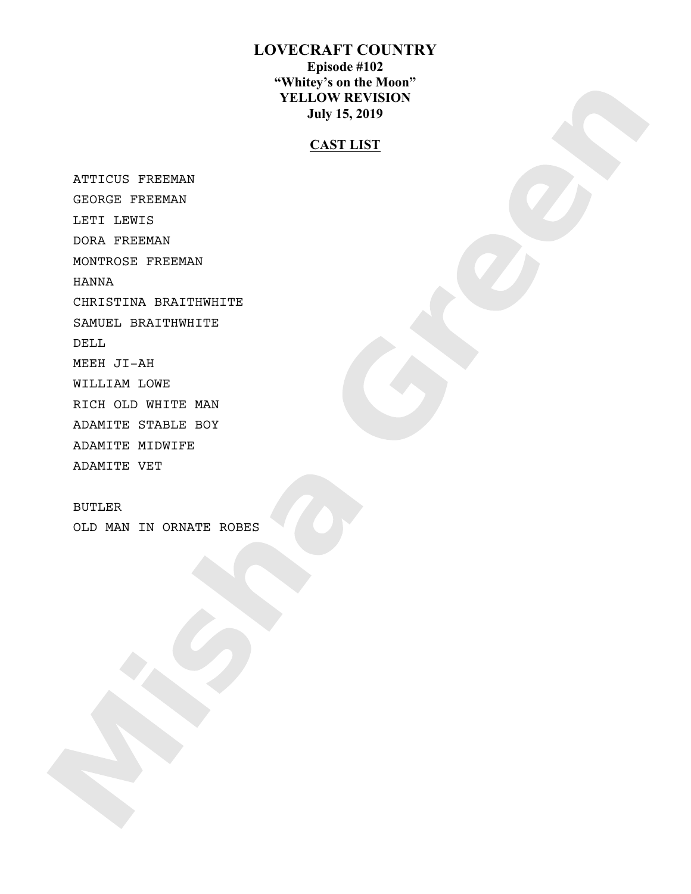**LOVECRAFT COUNTRY**

**Episode #102**

**"Whitey's on the Moon"**

**YELLOW REVISION**

**July 15, 2019**

**CAST LIST**

ATTICUS FREEMAN
GEORGE FREEMAN
LETI LEWIS
DORA FREEMAN
MONTROSE FREEMAN
HANNA
CHRISTINA BRAITHWHITE
SAMUEL BRAITHWHITE
DELL
MEEH JI-AH
WILLIAM LOWE
RICH OLD WHITE MAN
ADAMITE STABLE BOY
ADAMITE MIDWIFE
ADAMITE VET

BUTLER
OLD MAN IN ORNATE ROBES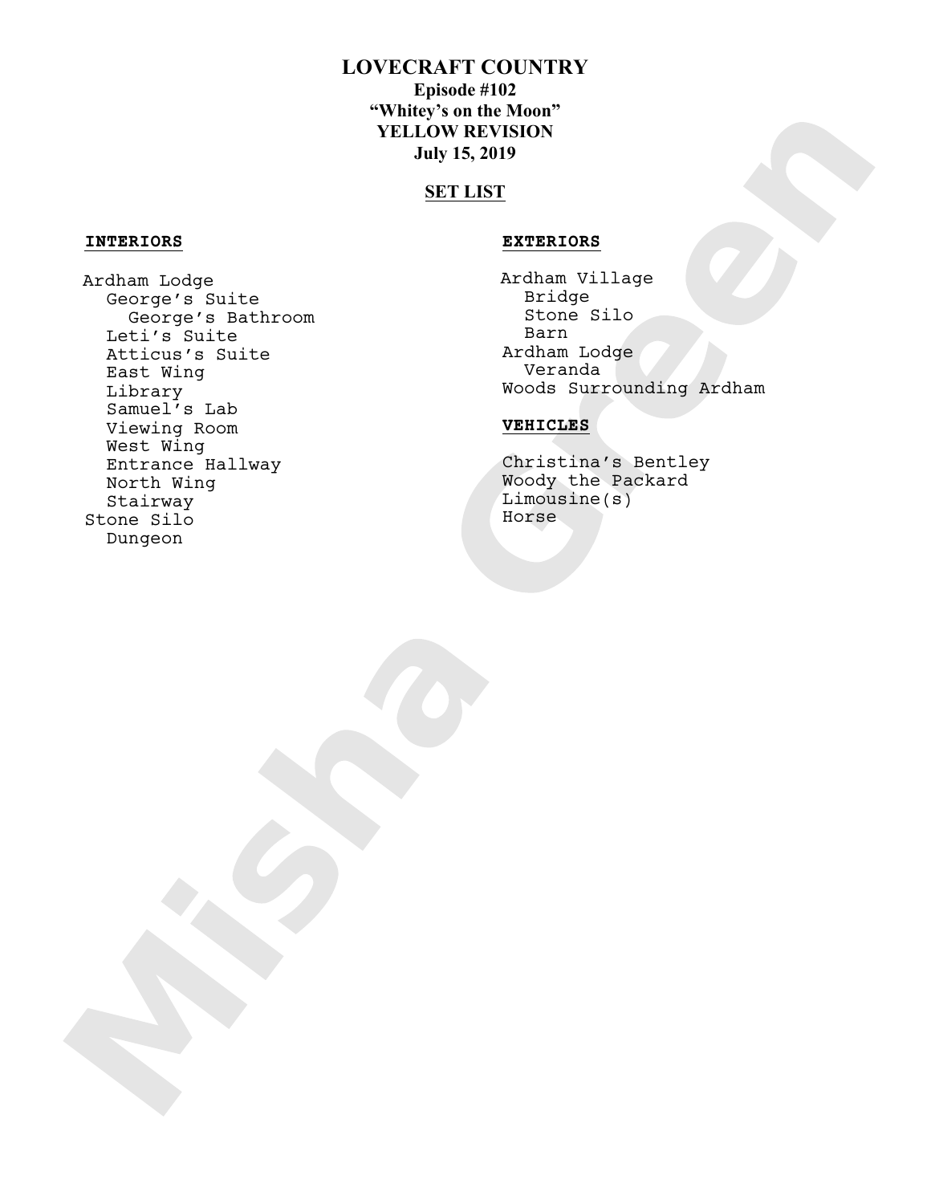# LOVECRAFT COUNTRY

**Episode #102**
**"Whitey's on the Moon"**
**YELLOW REVISION**
**July 15, 2019**

## SET LIST

### INTERIORS

Ardham Lodge
- George's Suite
  - George's Bathroom
- Leti's Suite
- Atticus's Suite
- East Wing
- Library
- Samuel's Lab
- Viewing Room
- West Wing
- Entrance Hallway
- North Wing
- Stairway

Stone Silo
- Dungeon

### EXTERIORS

Ardham Village
- Bridge
- Stone Silo
- Barn

Ardham Lodge
- Veranda

Woods Surrounding Ardham

### VEHICLES

Christina's Bentley
Woody the Packard
Limousine(s)
Horse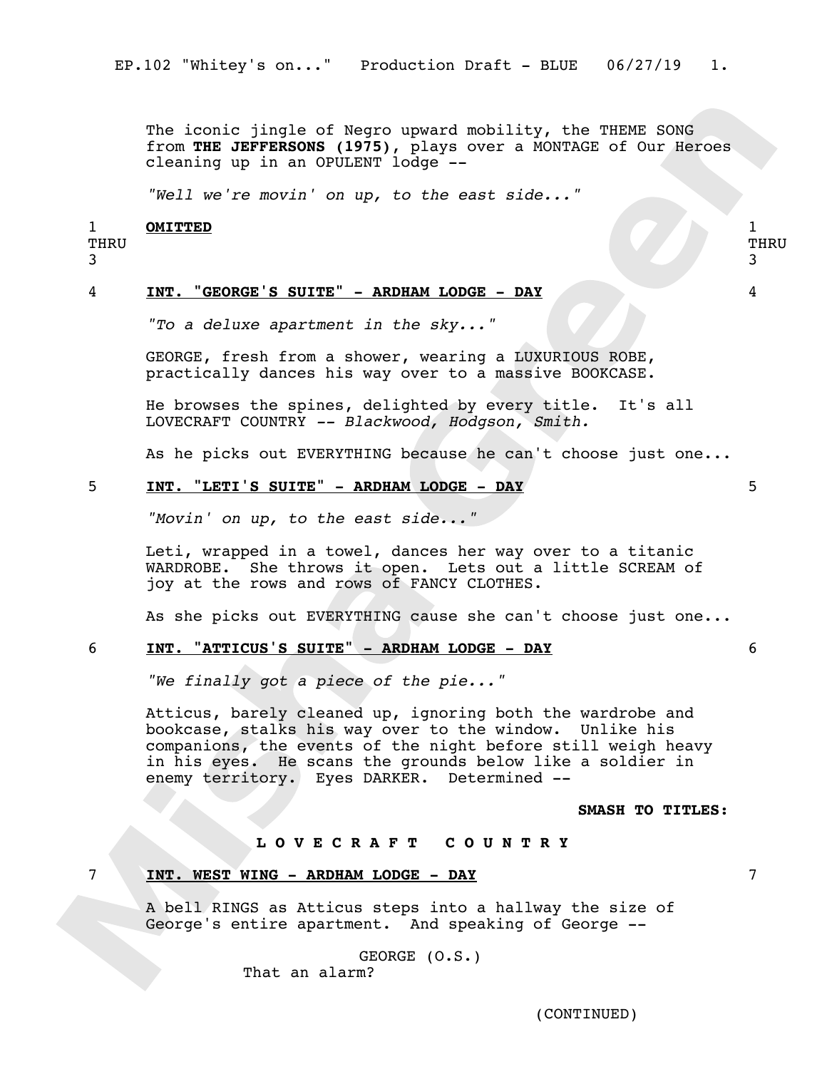The iconic jingle of Negro upward mobility, the THEME SONG from **THE JEFFERSONS (1975)**, plays over a MONTAGE of Our Heroes cleaning up in an OPULENT lodge --

*"Well we're movin' on up, to the east side..."*

1 THRU 3 **OMITTED** 1 THRU 3

4 **INT. "GEORGE'S SUITE" - ARDHAM LODGE - DAY** 4

*"To a deluxe apartment in the sky..."*

GEORGE, fresh from a shower, wearing a LUXURIOUS ROBE, practically dances his way over to a massive BOOKCASE.

He browses the spines, delighted by every title. It's all LOVECRAFT COUNTRY -- *Blackwood, Hodgson, Smith.*

As he picks out EVERYTHING because he can't choose just one...

5 **INT. "LETI'S SUITE" - ARDHAM LODGE - DAY** 5

*"Movin' on up, to the east side..."*

Leti, wrapped in a towel, dances her way over to a titanic WARDROBE. She throws it open. Lets out a little SCREAM of joy at the rows and rows of FANCY CLOTHES.

As she picks out EVERYTHING cause she can't choose just one...

6 **INT. "ATTICUS'S SUITE" - ARDHAM LODGE - DAY** 6

*"We finally got a piece of the pie..."*

Atticus, barely cleaned up, ignoring both the wardrobe and bookcase, stalks his way over to the window. Unlike his companions, the events of the night before still weigh heavy in his eyes. He scans the grounds below like a soldier in enemy territory. Eyes DARKER. Determined --

**SMASH TO TITLES:**

**L O V E C R A F T   C O U N T R Y**

7 **INT. WEST WING - ARDHAM LODGE - DAY** 7

A bell RINGS as Atticus steps into a hallway the size of George's entire apartment. And speaking of George --

GEORGE (O.S.)
That an alarm?

(CONTINUED)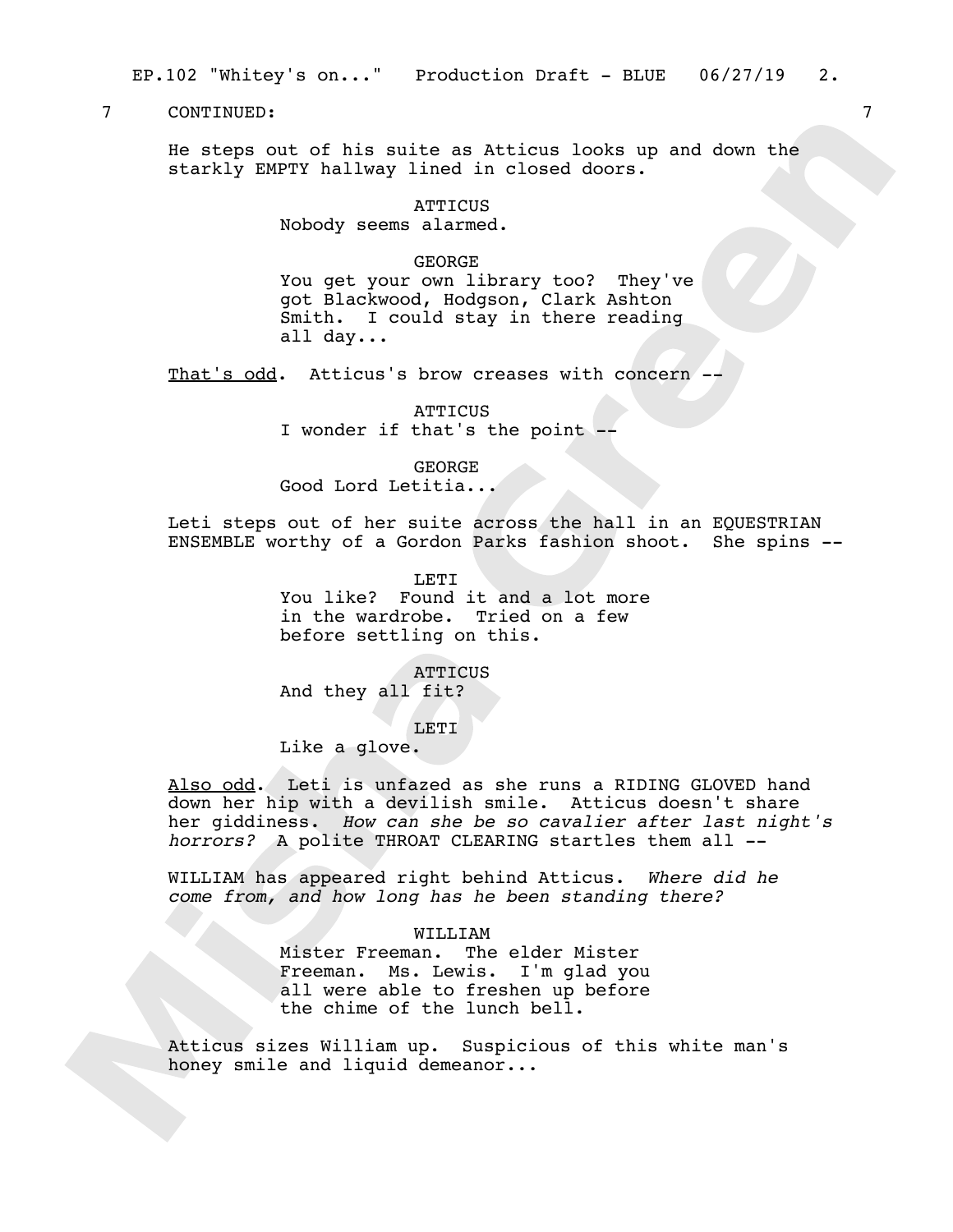7 CONTINUED: 7

He steps out of his suite as Atticus looks up and down the starkly EMPTY hallway lined in closed doors.

ATTICUS
Nobody seems alarmed.

GEORGE
You get your own library too? They've got Blackwood, Hodgson, Clark Ashton Smith. I could stay in there reading all day...

That's odd. Atticus's brow creases with concern --

ATTICUS
I wonder if that's the point --

GEORGE
Good Lord Letitia...

Leti steps out of her suite across the hall in an EQUESTRIAN ENSEMBLE worthy of a Gordon Parks fashion shoot. She spins --

LETI
You like? Found it and a lot more in the wardrobe. Tried on a few before settling on this.

ATTICUS
And they all fit?

LETI
Like a glove.

Also odd. Leti is unfazed as she runs a RIDING GLOVED hand down her hip with a devilish smile. Atticus doesn't share her giddiness. *How can she be so cavalier after last night's horrors?* A polite THROAT CLEARING startles them all --

WILLIAM has appeared right behind Atticus. *Where did he come from, and how long has he been standing there?*

WILLIAM
Mister Freeman. The elder Mister Freeman. Ms. Lewis. I'm glad you all were able to freshen up before the chime of the lunch bell.

Atticus sizes William up. Suspicious of this white man's honey smile and liquid demeanor...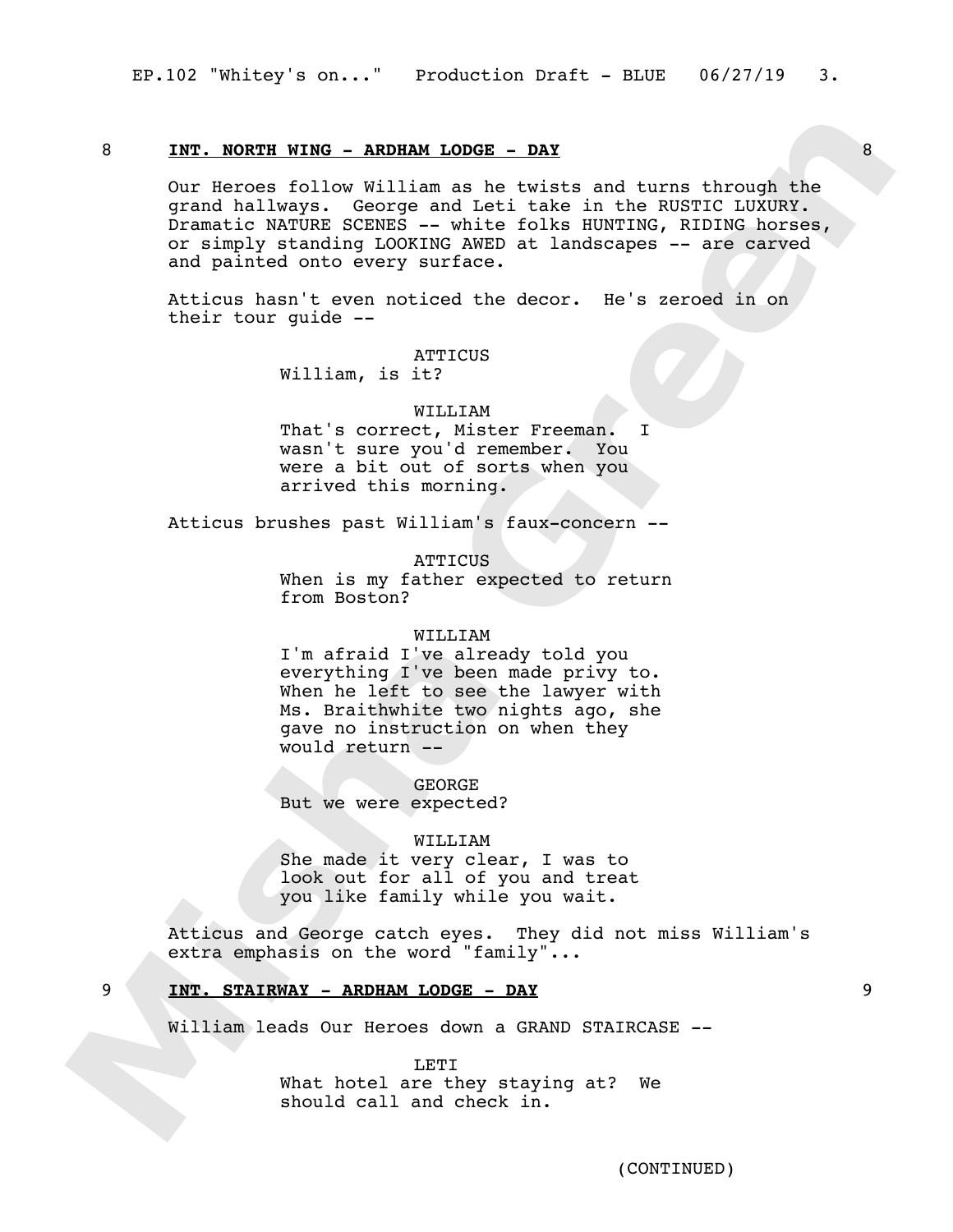8 **INT. NORTH WING - ARDHAM LODGE - DAY** 8

Our Heroes follow William as he twists and turns through the grand hallways. George and Leti take in the RUSTIC LUXURY. Dramatic NATURE SCENES -- white folks HUNTING, RIDING horses, or simply standing LOOKING AWED at landscapes -- are carved and painted onto every surface.

Atticus hasn't even noticed the decor. He's zeroed in on their tour guide --

ATTICUS
William, is it?

WILLIAM
That's correct, Mister Freeman. I wasn't sure you'd remember. You were a bit out of sorts when you arrived this morning.

Atticus brushes past William's faux-concern --

ATTICUS
When is my father expected to return from Boston?

WILLIAM
I'm afraid I've already told you everything I've been made privy to. When he left to see the lawyer with Ms. Braithwhite two nights ago, she gave no instruction on when they would return --

GEORGE
But we were expected?

WILLIAM
She made it very clear, I was to look out for all of you and treat you like family while you wait.

Atticus and George catch eyes. They did not miss William's extra emphasis on the word "family"...

9 **INT. STAIRWAY - ARDHAM LODGE - DAY** 9

William leads Our Heroes down a GRAND STAIRCASE --

LETI
What hotel are they staying at? We should call and check in.

(CONTINUED)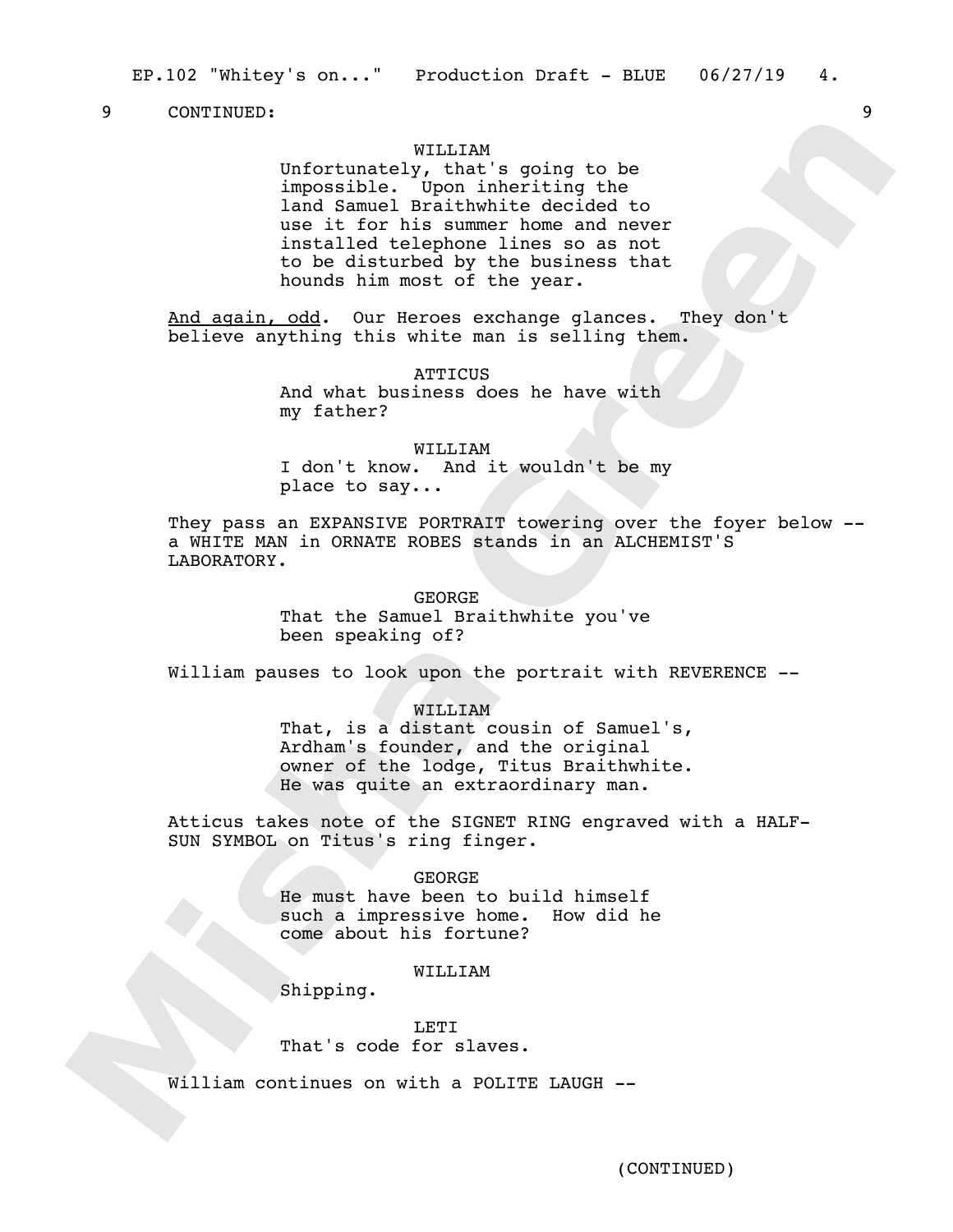9 CONTINUED: 9

WILLIAM
Unfortunately, that's going to be impossible. Upon inheriting the land Samuel Braithwhite decided to use it for his summer home and never installed telephone lines so as not to be disturbed by the business that hounds him most of the year.

And again, odd. Our Heroes exchange glances. They don't believe anything this white man is selling them.

ATTICUS
And what business does he have with my father?

WILLIAM
I don't know. And it wouldn't be my place to say...

They pass an EXPANSIVE PORTRAIT towering over the foyer below -- a WHITE MAN in ORNATE ROBES stands in an ALCHEMIST'S LABORATORY.

GEORGE
That the Samuel Braithwhite you've been speaking of?

William pauses to look upon the portrait with REVERENCE --

WILLIAM
That, is a distant cousin of Samuel's, Ardham's founder, and the original owner of the lodge, Titus Braithwhite. He was quite an extraordinary man.

Atticus takes note of the SIGNET RING engraved with a HALF-SUN SYMBOL on Titus's ring finger.

GEORGE
He must have been to build himself such a impressive home. How did he come about his fortune?

WILLIAM
Shipping.

LETI
That's code for slaves.

William continues on with a POLITE LAUGH --

(CONTINUED)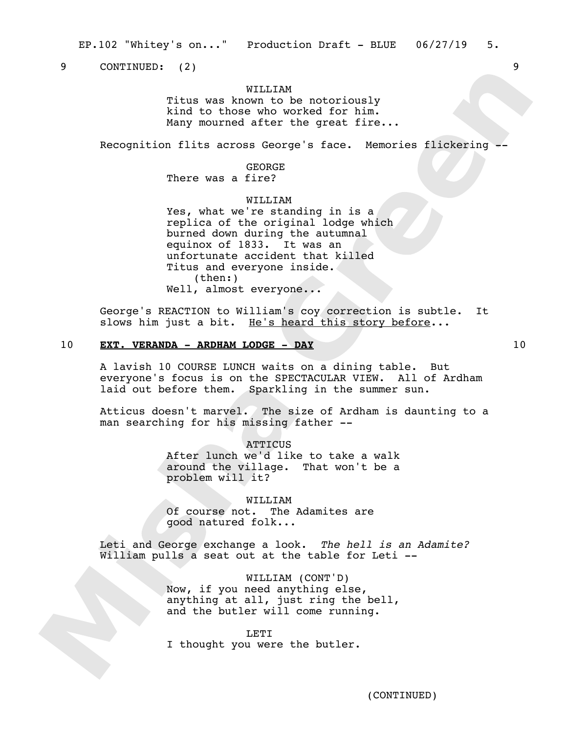9 CONTINUED: (2) 9

WILLIAM
Titus was known to be notoriously kind to those who worked for him. Many mourned after the great fire...

Recognition flits across George's face. Memories flickering --

GEORGE
There was a fire?

WILLIAM
Yes, what we're standing in is a replica of the original lodge which burned down during the autumnal equinox of 1833. It was an unfortunate accident that killed Titus and everyone inside.
(then:)
Well, almost everyone...

George's REACTION to William's coy correction is subtle. It slows him just a bit. He's heard this story before...

10 **EXT. VERANDA - ARDHAM LODGE - DAY** 10

A lavish 10 COURSE LUNCH waits on a dining table. But everyone's focus is on the SPECTACULAR VIEW. All of Ardham laid out before them. Sparkling in the summer sun.

Atticus doesn't marvel. The size of Ardham is daunting to a man searching for his missing father --

ATTICUS
After lunch we'd like to take a walk around the village. That won't be a problem will it?

WILLIAM
Of course not. The Adamites are good natured folk...

Leti and George exchange a look. *The hell is an Adamite?* William pulls a seat out at the table for Leti --

WILLIAM (CONT'D)
Now, if you need anything else, anything at all, just ring the bell, and the butler will come running.

LETI
I thought you were the butler.

(CONTINUED)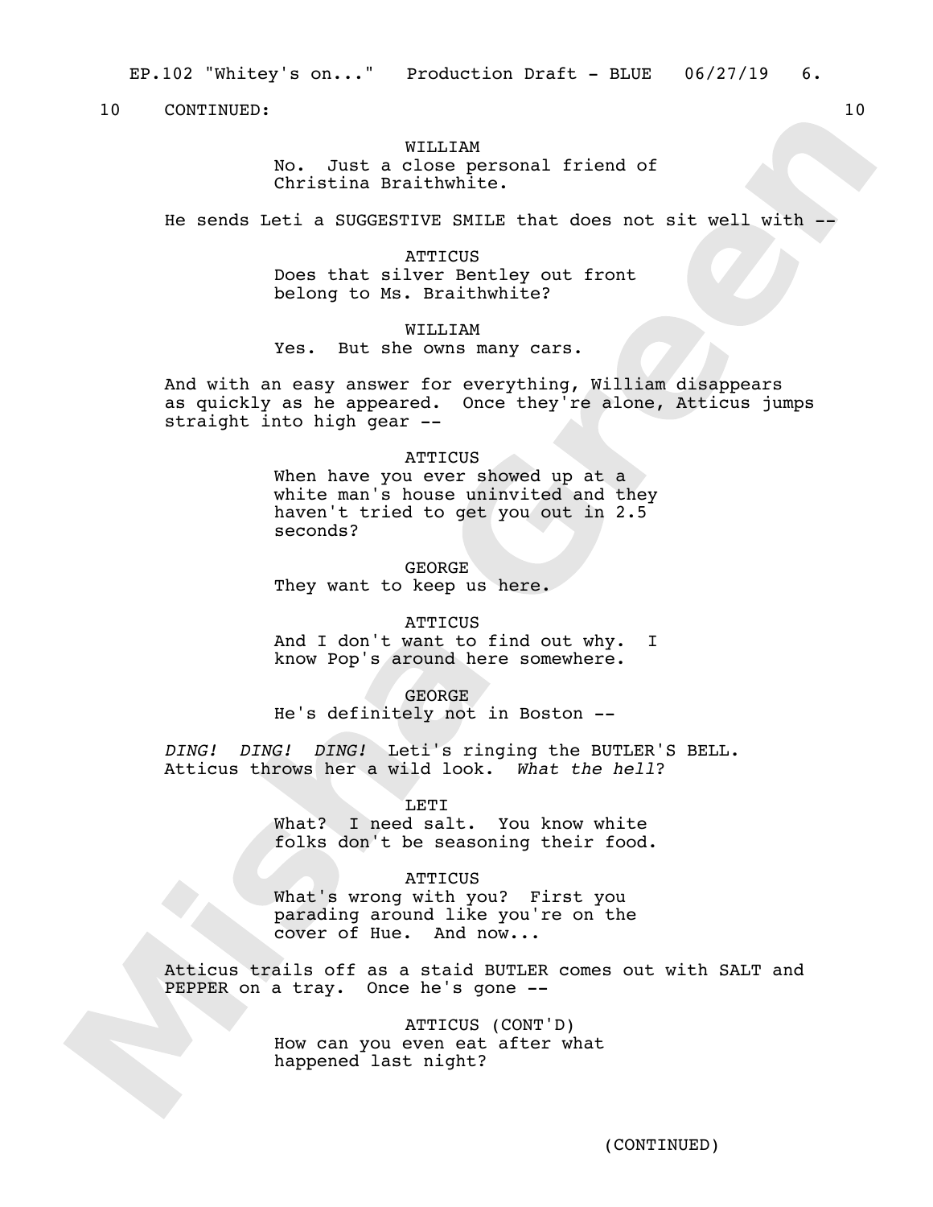10 CONTINUED: 10

WILLIAM
No. Just a close personal friend of Christina Braithwhite.

He sends Leti a SUGGESTIVE SMILE that does not sit well with --

ATTICUS
Does that silver Bentley out front belong to Ms. Braithwhite?

WILLIAM
Yes. But she owns many cars.

And with an easy answer for everything, William disappears as quickly as he appeared. Once they're alone, Atticus jumps straight into high gear --

ATTICUS
When have you ever showed up at a white man's house uninvited and they haven't tried to get you out in 2.5 seconds?

GEORGE
They want to keep us here.

ATTICUS
And I don't want to find out why. I know Pop's around here somewhere.

GEORGE
He's definitely not in Boston --

*DING! DING! DING!* Leti's ringing the BUTLER'S BELL. Atticus throws her a wild look. *What the hell*?

LETI
What? I need salt. You know white folks don't be seasoning their food.

ATTICUS
What's wrong with you? First you parading around like you're on the cover of Hue. And now...

Atticus trails off as a staid BUTLER comes out with SALT and PEPPER on a tray. Once he's gone --

ATTICUS (CONT'D)
How can you even eat after what happened last night?

(CONTINUED)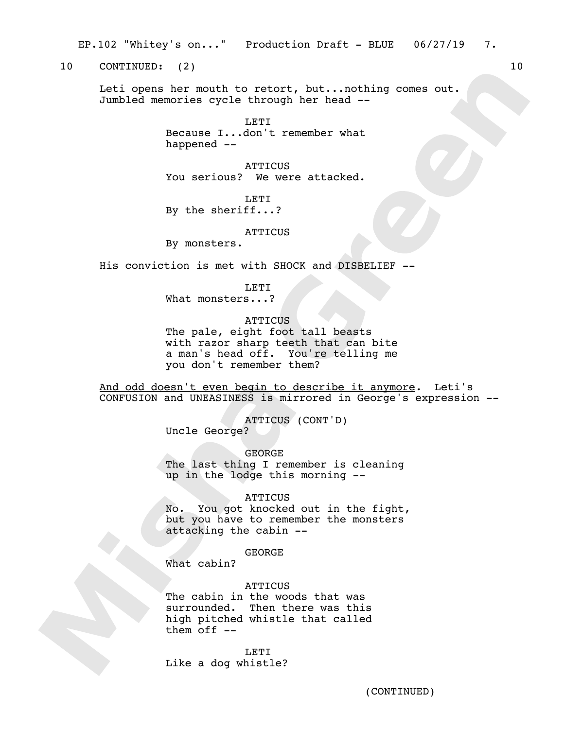10 CONTINUED: (2) 10

Leti opens her mouth to retort, but...nothing comes out. Jumbled memories cycle through her head --

LETI
Because I...don't remember what happened --

ATTICUS
You serious? We were attacked.

LETI
By the sheriff...?

ATTICUS
By monsters.

His conviction is met with SHOCK and DISBELIEF --

LETI
What monsters...?

ATTICUS
The pale, eight foot tall beasts with razor sharp teeth that can bite a man's head off. You're telling me you don't remember them?

<u>And odd doesn't even begin to describe it anymore</u>. Leti's CONFUSION and UNEASINESS is mirrored in George's expression --

ATTICUS (CONT'D)
Uncle George?

GEORGE
The last thing I remember is cleaning up in the lodge this morning --

ATTICUS
No. You got knocked out in the fight, but you have to remember the monsters attacking the cabin --

GEORGE
What cabin?

ATTICUS
The cabin in the woods that was surrounded. Then there was this high pitched whistle that called them off --

LETI
Like a dog whistle?

(CONTINUED)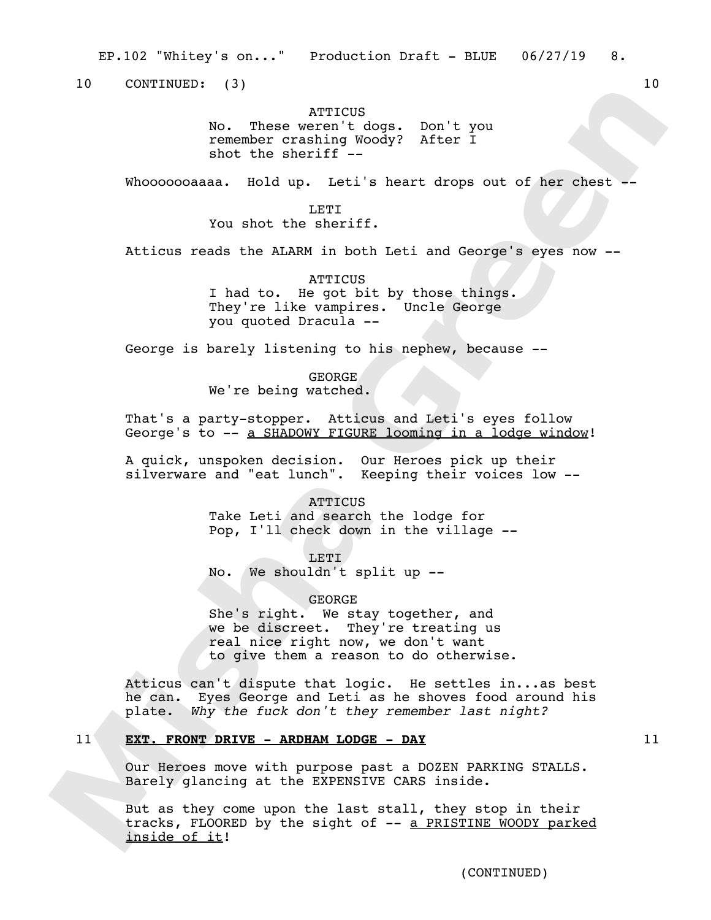10 CONTINUED: (3) 10

ATTICUS
No. These weren't dogs. Don't you remember crashing Woody? After I shot the sheriff --

Whoooooaaaa. Hold up. Leti's heart drops out of her chest --

LETI
You shot the sheriff.

Atticus reads the ALARM in both Leti and George's eyes now --

ATTICUS
I had to. He got bit by those things. They're like vampires. Uncle George you quoted Dracula --

George is barely listening to his nephew, because --

GEORGE
We're being watched.

That's a party-stopper. Atticus and Leti's eyes follow George's to -- a SHADOWY FIGURE looming in a lodge window!

A quick, unspoken decision. Our Heroes pick up their silverware and "eat lunch". Keeping their voices low --

ATTICUS
Take Leti and search the lodge for Pop, I'll check down in the village --

LETI
No. We shouldn't split up --

GEORGE
She's right. We stay together, and we be discreet. They're treating us real nice right now, we don't want to give them a reason to do otherwise.

Atticus can't dispute that logic. He settles in...as best he can. Eyes George and Leti as he shoves food around his plate. *Why the fuck don't they remember last night?*

11 **EXT. FRONT DRIVE - ARDHAM LODGE - DAY** 11

Our Heroes move with purpose past a DOZEN PARKING STALLS. Barely glancing at the EXPENSIVE CARS inside.

But as they come upon the last stall, they stop in their tracks, FLOORED by the sight of -- a PRISTINE WOODY parked inside of it!

(CONTINUED)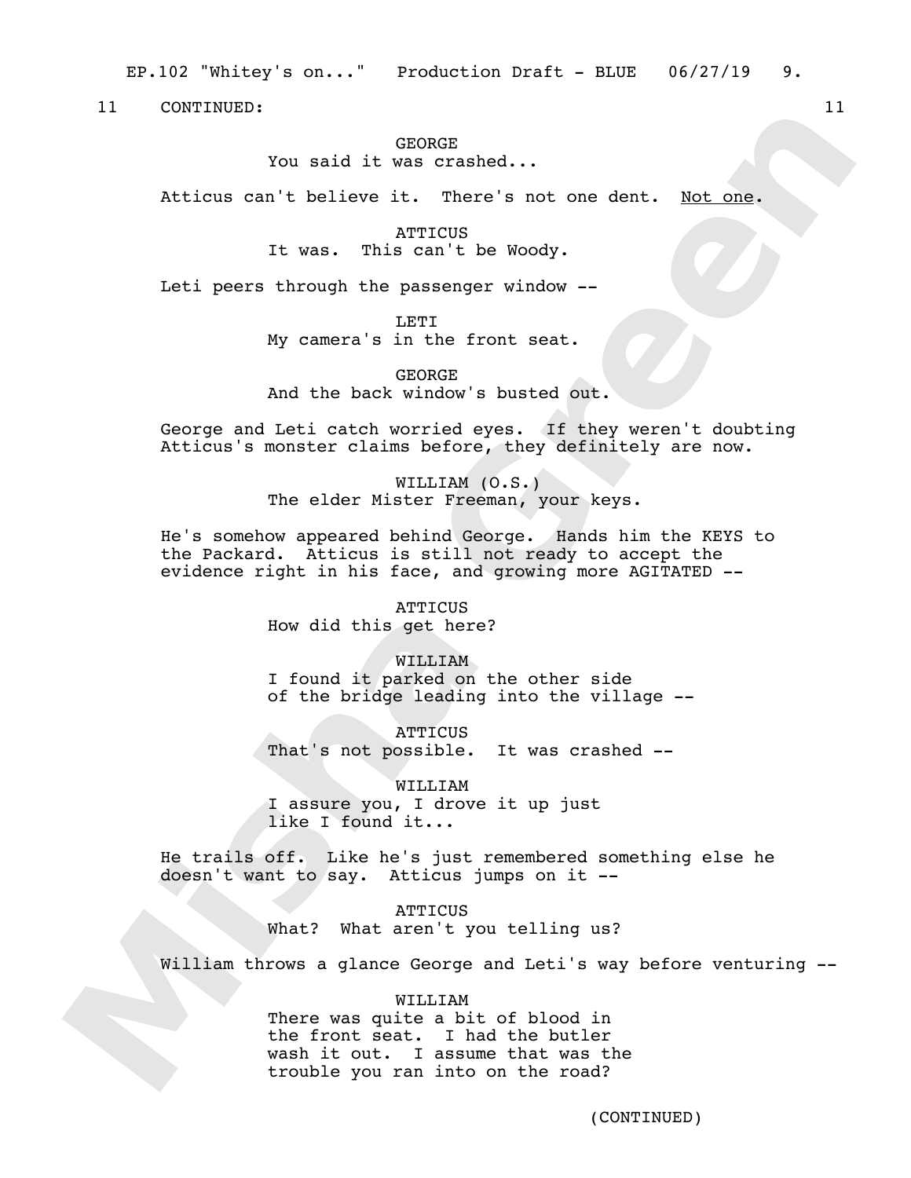11 CONTINUED: 11

GEORGE
You said it was crashed...

Atticus can't believe it. There's not one dent. Not one.

ATTICUS
It was. This can't be Woody.

Leti peers through the passenger window --

LETI
My camera's in the front seat.

GEORGE
And the back window's busted out.

George and Leti catch worried eyes. If they weren't doubting Atticus's monster claims before, they definitely are now.

WILLIAM (O.S.)
The elder Mister Freeman, your keys.

He's somehow appeared behind George. Hands him the KEYS to the Packard. Atticus is still not ready to accept the evidence right in his face, and growing more AGITATED --

ATTICUS
How did this get here?

WILLIAM
I found it parked on the other side of the bridge leading into the village --

ATTICUS
That's not possible. It was crashed --

WILLIAM
I assure you, I drove it up just like I found it...

He trails off. Like he's just remembered something else he doesn't want to say. Atticus jumps on it --

ATTICUS
What? What aren't you telling us?

William throws a glance George and Leti's way before venturing --

WILLIAM
There was quite a bit of blood in the front seat. I had the butler wash it out. I assume that was the trouble you ran into on the road?

(CONTINUED)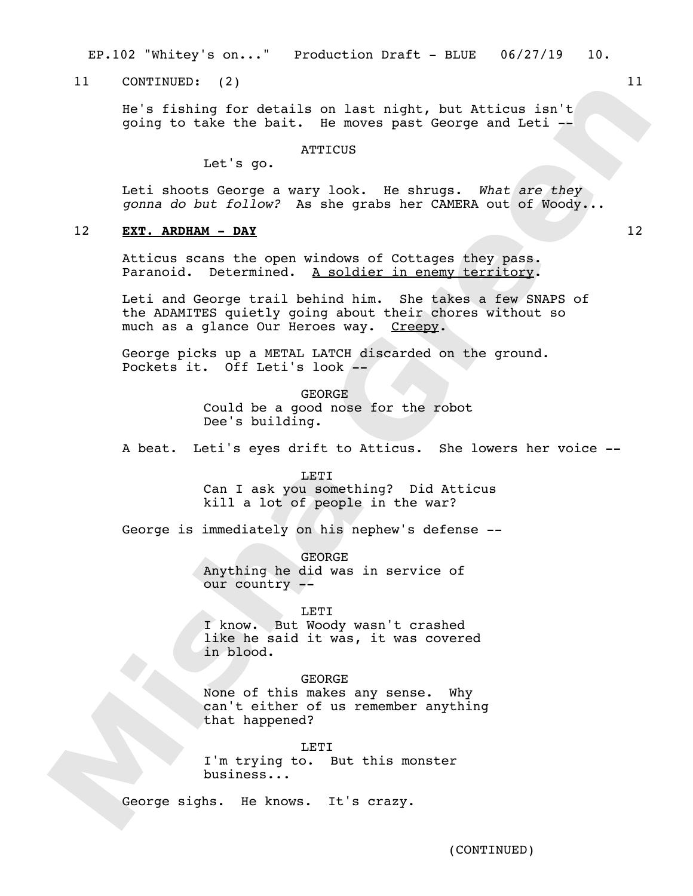11 CONTINUED: (2) 11

He's fishing for details on last night, but Atticus isn't going to take the bait. He moves past George and Leti --

ATTICUS

Let's go.

Leti shoots George a wary look. He shrugs. *What are they gonna do but follow?* As she grabs her CAMERA out of Woody...

12 **EXT. ARDHAM - DAY** 12

Atticus scans the open windows of Cottages they pass. Paranoid. Determined. A soldier in enemy territory.

Leti and George trail behind him. She takes a few SNAPS of the ADAMITES quietly going about their chores without so much as a glance Our Heroes way. Creepy.

George picks up a METAL LATCH discarded on the ground. Pockets it. Off Leti's look --

GEORGE

Could be a good nose for the robot Dee's building.

A beat. Leti's eyes drift to Atticus. She lowers her voice --

LETI

Can I ask you something? Did Atticus kill a lot of people in the war?

George is immediately on his nephew's defense --

GEORGE

Anything he did was in service of our country --

LETI

I know. But Woody wasn't crashed like he said it was, it was covered in blood.

GEORGE

None of this makes any sense. Why can't either of us remember anything that happened?

LETI

I'm trying to. But this monster business...

George sighs. He knows. It's crazy.

(CONTINUED)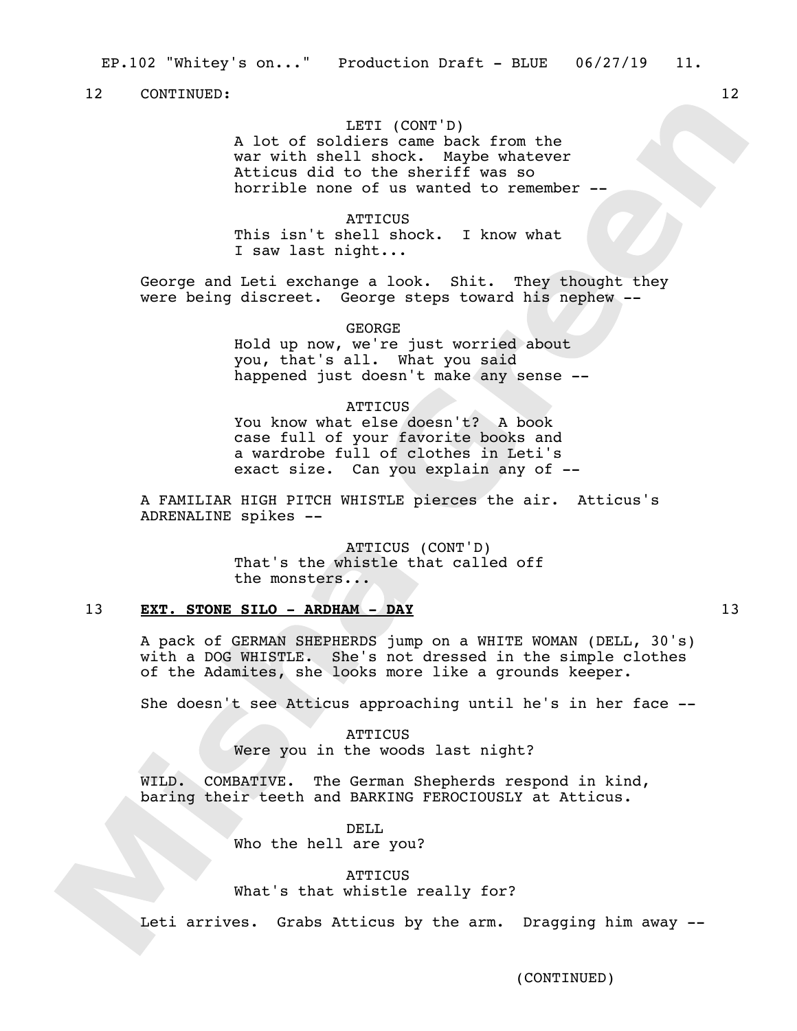12 CONTINUED: 12

LETI (CONT'D)
A lot of soldiers came back from the war with shell shock. Maybe whatever Atticus did to the sheriff was so horrible none of us wanted to remember --

ATTICUS
This isn't shell shock. I know what I saw last night...

George and Leti exchange a look. Shit. They thought they were being discreet. George steps toward his nephew --

GEORGE
Hold up now, we're just worried about you, that's all. What you said happened just doesn't make any sense --

ATTICUS
You know what else doesn't? A book case full of your favorite books and a wardrobe full of clothes in Leti's exact size. Can you explain any of --

A FAMILIAR HIGH PITCH WHISTLE pierces the air. Atticus's ADRENALINE spikes --

ATTICUS (CONT'D)
That's the whistle that called off the monsters...

13 **EXT. STONE SILO - ARDHAM - DAY** 13

A pack of GERMAN SHEPHERDS jump on a WHITE WOMAN (DELL, 30's) with a DOG WHISTLE. She's not dressed in the simple clothes of the Adamites, she looks more like a grounds keeper.

She doesn't see Atticus approaching until he's in her face --

ATTICUS
Were you in the woods last night?

WILD. COMBATIVE. The German Shepherds respond in kind, baring their teeth and BARKING FEROCIOUSLY at Atticus.

DELL
Who the hell are you?

ATTICUS
What's that whistle really for?

Leti arrives. Grabs Atticus by the arm. Dragging him away --

(CONTINUED)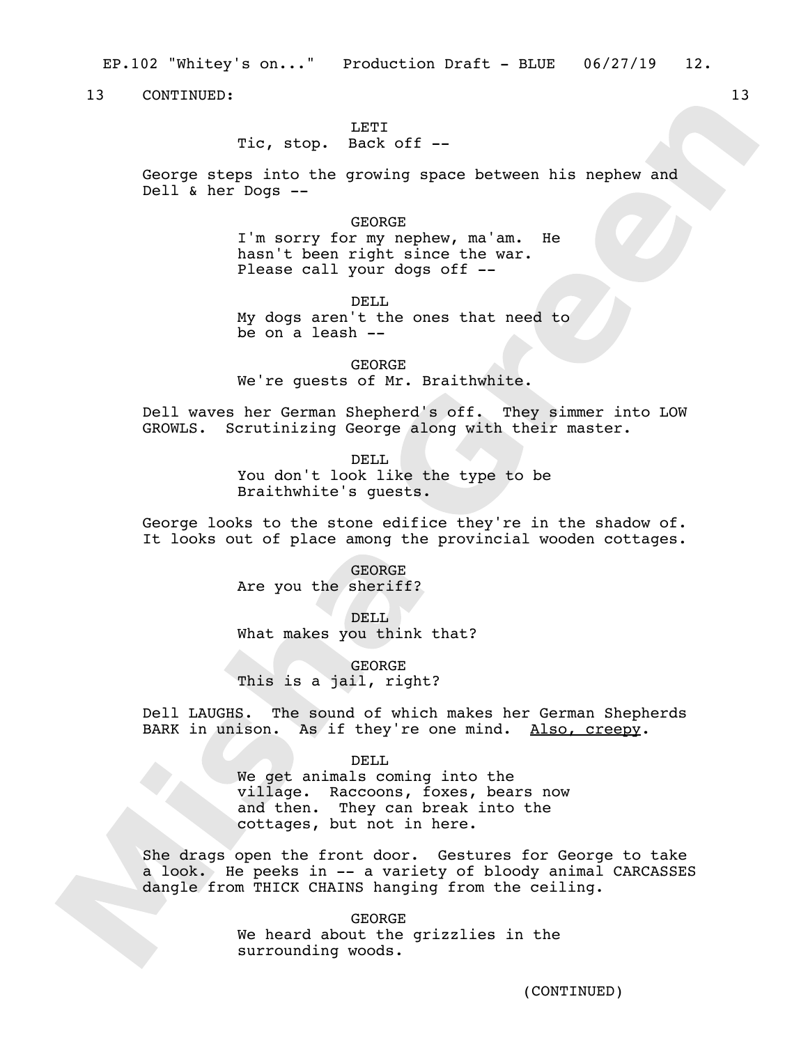13 CONTINUED: 13

LETI
Tic, stop. Back off --

George steps into the growing space between his nephew and Dell & her Dogs --

GEORGE
I'm sorry for my nephew, ma'am. He hasn't been right since the war. Please call your dogs off --

DELL
My dogs aren't the ones that need to be on a leash --

GEORGE
We're guests of Mr. Braithwhite.

Dell waves her German Shepherd's off. They simmer into LOW GROWLS. Scrutinizing George along with their master.

DELL
You don't look like the type to be Braithwhite's guests.

George looks to the stone edifice they're in the shadow of. It looks out of place among the provincial wooden cottages.

GEORGE
Are you the sheriff?

DELL
What makes you think that?

GEORGE
This is a jail, right?

Dell LAUGHS. The sound of which makes her German Shepherds BARK in unison. As if they're one mind. Also, creepy.

DELL
We get animals coming into the village. Raccoons, foxes, bears now and then. They can break into the cottages, but not in here.

She drags open the front door. Gestures for George to take a look. He peeks in -- a variety of bloody animal CARCASSES dangle from THICK CHAINS hanging from the ceiling.

GEORGE
We heard about the grizzlies in the surrounding woods.

(CONTINUED)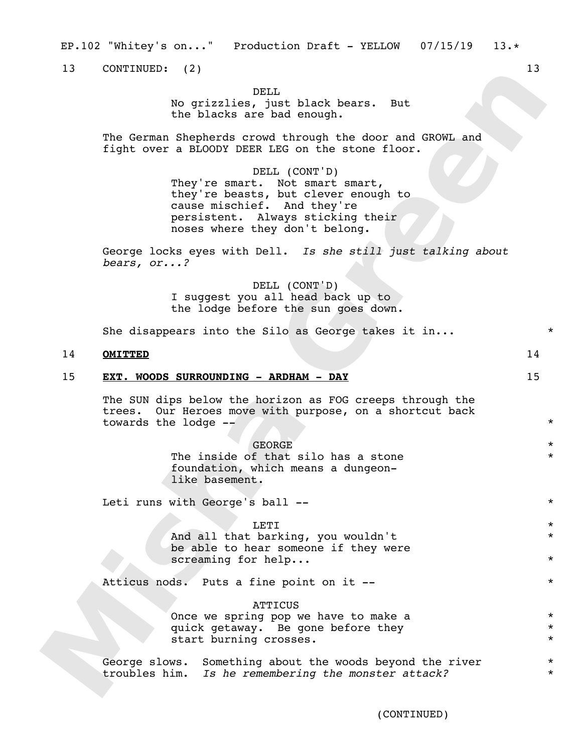13 CONTINUED: (2) 13

DELL
No grizzlies, just black bears. But the blacks are bad enough.

The German Shepherds crowd through the door and GROWL and fight over a BLOODY DEER LEG on the stone floor.

DELL (CONT'D)
They're smart. Not smart smart, they're beasts, but clever enough to cause mischief. And they're persistent. Always sticking their noses where they don't belong.

George locks eyes with Dell. *Is she still just talking about bears, or...?*

DELL (CONT'D)
I suggest you all head back up to the lodge before the sun goes down.

She disappears into the Silo as George takes it in... *

14 **OMITTED** 14

15 **EXT. WOODS SURROUNDING - ARDHAM - DAY** 15

The SUN dips below the horizon as FOG creeps through the trees. Our Heroes move with purpose, on a shortcut back towards the lodge -- *

GEORGE *
The inside of that silo has a stone foundation, which means a dungeon-like basement. *

Leti runs with George's ball -- *

LETI *
And all that barking, you wouldn't be able to hear someone if they were screaming for help... * *

Atticus nods. Puts a fine point on it -- *

ATTICUS
Once we spring pop we have to make a quick getaway. Be gone before they start burning crosses. * * *

George slows. Something about the woods beyond the river troubles him. *Is he remembering the monster attack?* * *

(CONTINUED)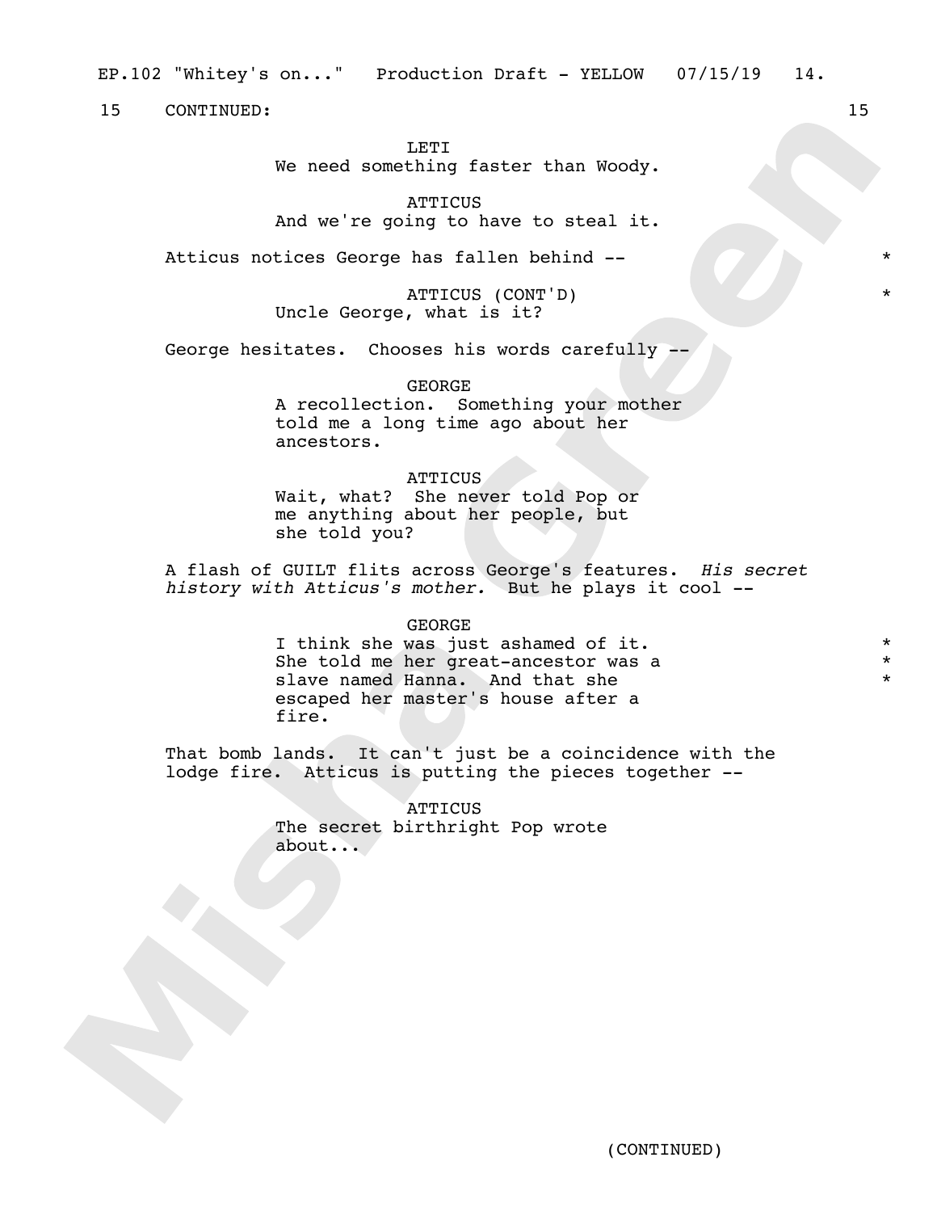15 CONTINUED: 15

LETI
We need something faster than Woody.

ATTICUS
And we're going to have to steal it.

Atticus notices George has fallen behind -- *

ATTICUS (CONT'D) *
Uncle George, what is it?

George hesitates. Chooses his words carefully --

GEORGE
A recollection. Something your mother told me a long time ago about her ancestors.

ATTICUS
Wait, what? She never told Pop or me anything about her people, but she told you?

A flash of GUILT flits across George's features. *His secret history with Atticus's mother.* But he plays it cool --

GEORGE
I think she was just ashamed of it. *
She told me her great-ancestor was a *
slave named Hanna. And that she *
escaped her master's house after a fire.

That bomb lands. It can't just be a coincidence with the lodge fire. Atticus is putting the pieces together --

ATTICUS
The secret birthright Pop wrote about...

(CONTINUED)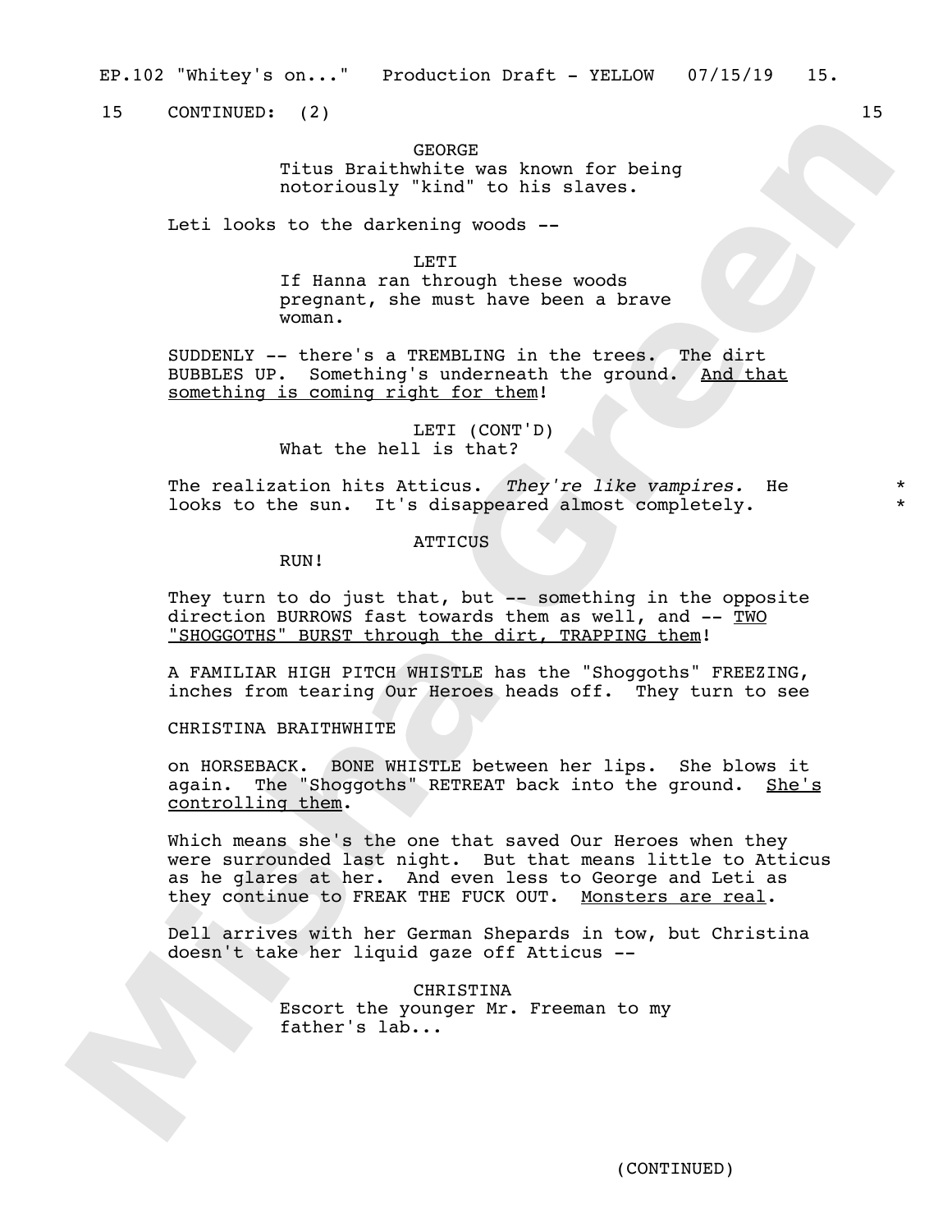15 CONTINUED: (2) 15

GEORGE
Titus Braithwhite was known for being notoriously "kind" to his slaves.

Leti looks to the darkening woods --

LETI
If Hanna ran through these woods pregnant, she must have been a brave woman.

SUDDENLY -- there's a TREMBLING in the trees. The dirt BUBBLES UP. Something's underneath the ground. <u>And that something is coming right for them</u>!

LETI (CONT'D)
What the hell is that?

The realization hits Atticus. *They're like vampires.* He looks to the sun. It's disappeared almost completely. * *

ATTICUS
RUN!

They turn to do just that, but -- something in the opposite direction BURROWS fast towards them as well, and -- <u>TWO "SHOGGOTHS" BURST through the dirt, TRAPPING them</u>!

A FAMILIAR HIGH PITCH WHISTLE has the "Shoggoths" FREEZING, inches from tearing Our Heroes heads off. They turn to see

CHRISTINA BRAITHWHITE

on HORSEBACK. BONE WHISTLE between her lips. She blows it again. The "Shoggoths" RETREAT back into the ground. <u>She's controlling them</u>.

Which means she's the one that saved Our Heroes when they were surrounded last night. But that means little to Atticus as he glares at her. And even less to George and Leti as they continue to FREAK THE FUCK OUT. <u>Monsters are real</u>.

Dell arrives with her German Shepards in tow, but Christina doesn't take her liquid gaze off Atticus --

CHRISTINA
Escort the younger Mr. Freeman to my father's lab...

(CONTINUED)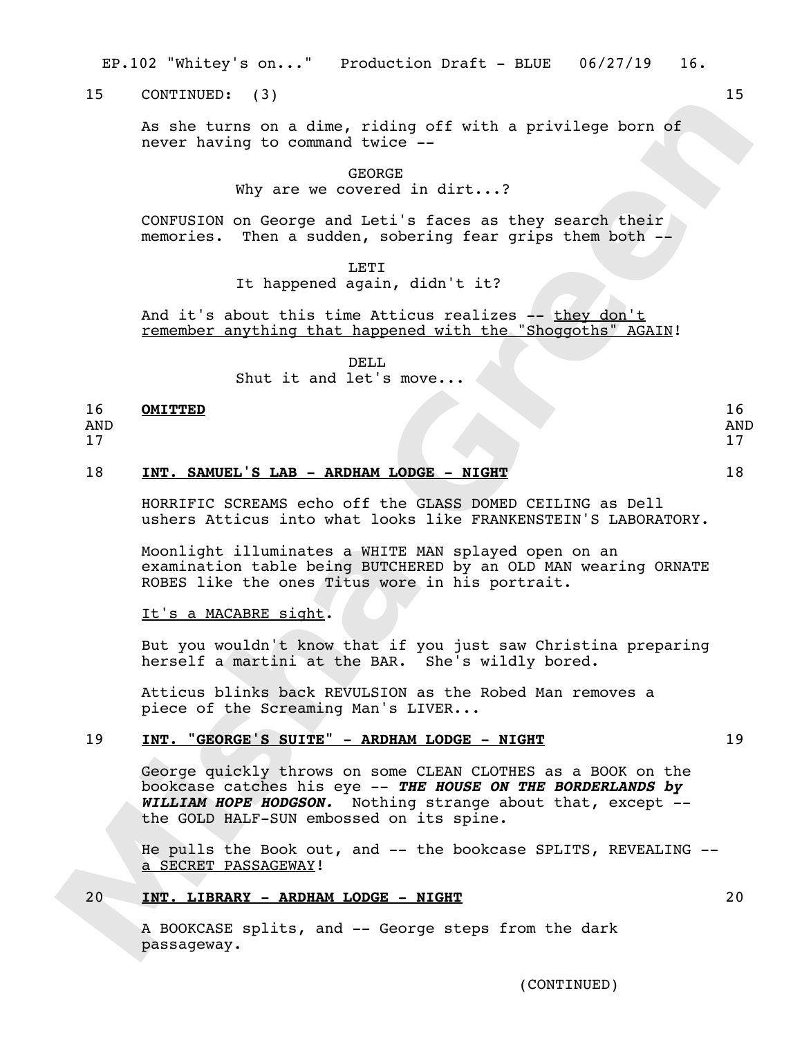15 CONTINUED: (3) 15

As she turns on a dime, riding off with a privilege born of never having to command twice --

GEORGE
Why are we covered in dirt...?

CONFUSION on George and Leti's faces as they search their memories. Then a sudden, sobering fear grips them both --

LETI
It happened again, didn't it?

And it's about this time Atticus realizes -- <u>they don't remember anything that happened with the "Shoggoths" AGAIN</u>!

DELL
Shut it and let's move...

16 AND 17 **OMITTED** 16 AND 17

18 **INT. SAMUEL'S LAB - ARDHAM LODGE - NIGHT** 18

HORRIFIC SCREAMS echo off the GLASS DOMED CEILING as Dell ushers Atticus into what looks like FRANKENSTEIN'S LABORATORY.

Moonlight illuminates a WHITE MAN splayed open on an examination table being BUTCHERED by an OLD MAN wearing ORNATE ROBES like the ones Titus wore in his portrait.

<u>It's a MACABRE sight</u>.

But you wouldn't know that if you just saw Christina preparing herself a martini at the BAR. She's wildly bored.

Atticus blinks back REVULSION as the Robed Man removes a piece of the Screaming Man's LIVER...

19 **INT. "GEORGE'S SUITE" - ARDHAM LODGE - NIGHT** 19

George quickly throws on some CLEAN CLOTHES as a BOOK on the bookcase catches his eye -- ***THE HOUSE ON THE BORDERLANDS by WILLIAM HOPE HODGSON.*** Nothing strange about that, except -- the GOLD HALF-SUN embossed on its spine.

He pulls the Book out, and -- the bookcase SPLITS, REVEALING -- <u>a SECRET PASSAGEWAY</u>!

20 **INT. LIBRARY - ARDHAM LODGE - NIGHT** 20

A BOOKCASE splits, and -- George steps from the dark passageway.

(CONTINUED)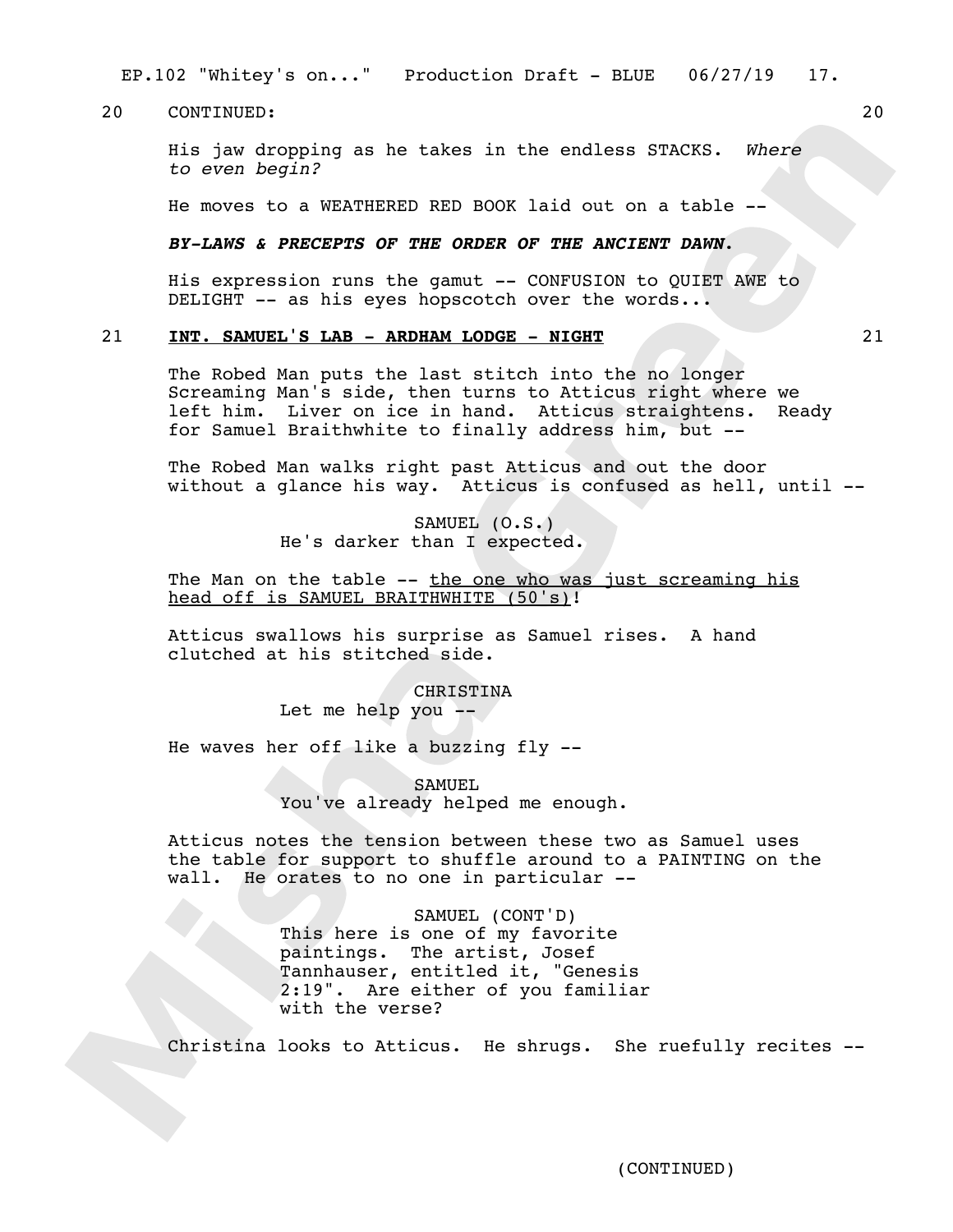20 CONTINUED: 20

His jaw dropping as he takes in the endless STACKS. *Where to even begin?*

He moves to a WEATHERED RED BOOK laid out on a table --

***BY-LAWS & PRECEPTS OF THE ORDER OF THE ANCIENT DAWN.***

His expression runs the gamut -- CONFUSION to QUIET AWE to DELIGHT -- as his eyes hopscotch over the words...

21 **INT. SAMUEL'S LAB - ARDHAM LODGE - NIGHT** 21

The Robed Man puts the last stitch into the no longer Screaming Man's side, then turns to Atticus right where we left him. Liver on ice in hand. Atticus straightens. Ready for Samuel Braithwhite to finally address him, but --

The Robed Man walks right past Atticus and out the door without a glance his way. Atticus is confused as hell, until --

SAMUEL (O.S.)
He's darker than I expected.

The Man on the table -- the one who was just screaming his head off is SAMUEL BRAITHWHITE (50's)!

Atticus swallows his surprise as Samuel rises. A hand clutched at his stitched side.

CHRISTINA
Let me help you --

He waves her off like a buzzing fly --

SAMUEL
You've already helped me enough.

Atticus notes the tension between these two as Samuel uses the table for support to shuffle around to a PAINTING on the wall. He orates to no one in particular --

SAMUEL (CONT'D)
This here is one of my favorite paintings. The artist, Josef Tannhauser, entitled it, "Genesis 2:19". Are either of you familiar with the verse?

Christina looks to Atticus. He shrugs. She ruefully recites --

(CONTINUED)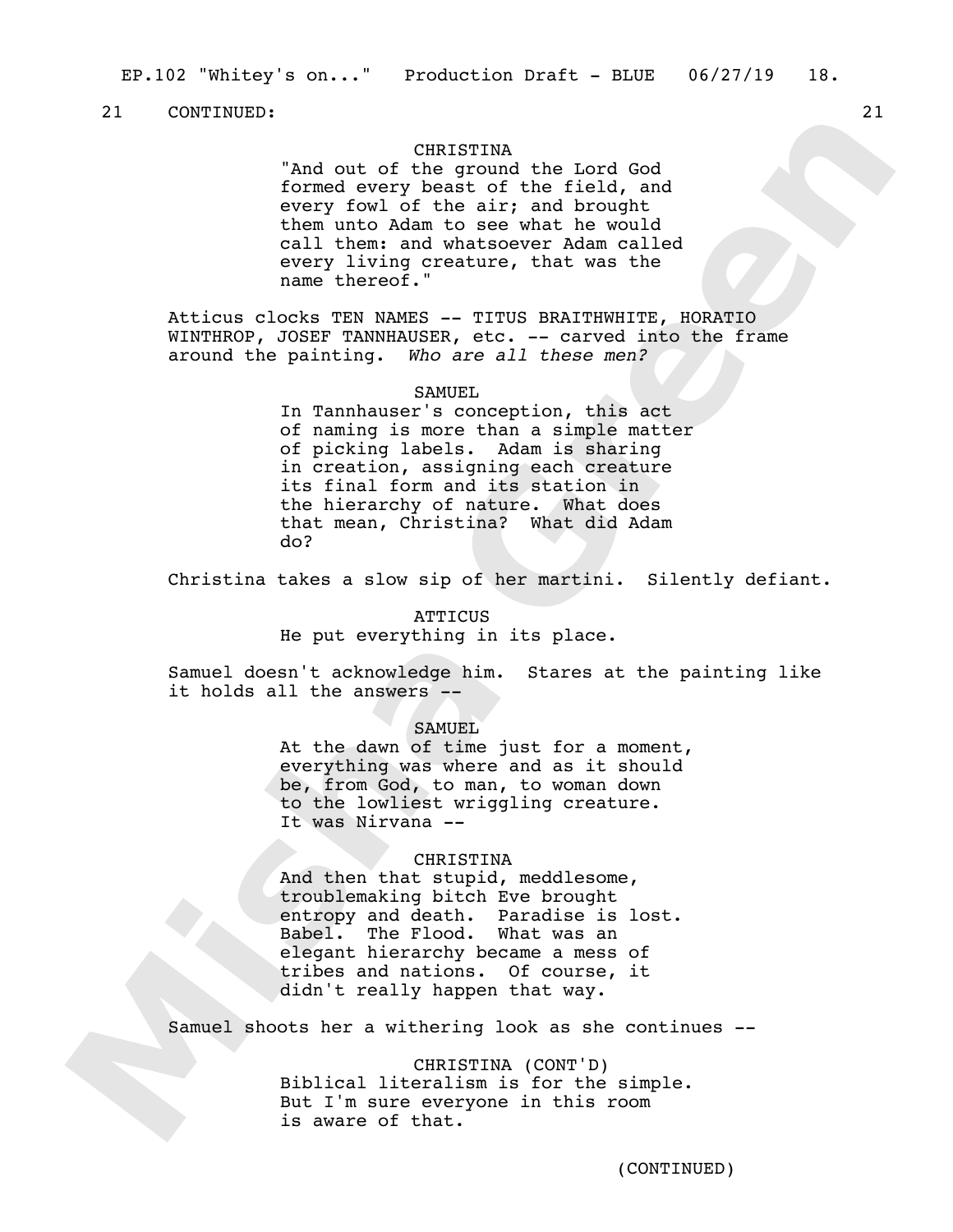21 CONTINUED: 21

CHRISTINA
"And out of the ground the Lord God formed every beast of the field, and every fowl of the air; and brought them unto Adam to see what he would call them: and whatsoever Adam called every living creature, that was the name thereof."

Atticus clocks TEN NAMES -- TITUS BRAITHWHITE, HORATIO WINTHROP, JOSEF TANNHAUSER, etc. -- carved into the frame around the painting. *Who are all these men?*

SAMUEL
In Tannhauser's conception, this act of naming is more than a simple matter of picking labels. Adam is sharing in creation, assigning each creature its final form and its station in the hierarchy of nature. What does that mean, Christina? What did Adam do?

Christina takes a slow sip of her martini. Silently defiant.

ATTICUS
He put everything in its place.

Samuel doesn't acknowledge him. Stares at the painting like it holds all the answers --

SAMUEL
At the dawn of time just for a moment, everything was where and as it should be, from God, to man, to woman down to the lowliest wriggling creature. It was Nirvana --

CHRISTINA
And then that stupid, meddlesome, troublemaking bitch Eve brought entropy and death. Paradise is lost. Babel. The Flood. What was an elegant hierarchy became a mess of tribes and nations. Of course, it didn't really happen that way.

Samuel shoots her a withering look as she continues --

CHRISTINA (CONT'D)
Biblical literalism is for the simple. But I'm sure everyone in this room is aware of that.

(CONTINUED)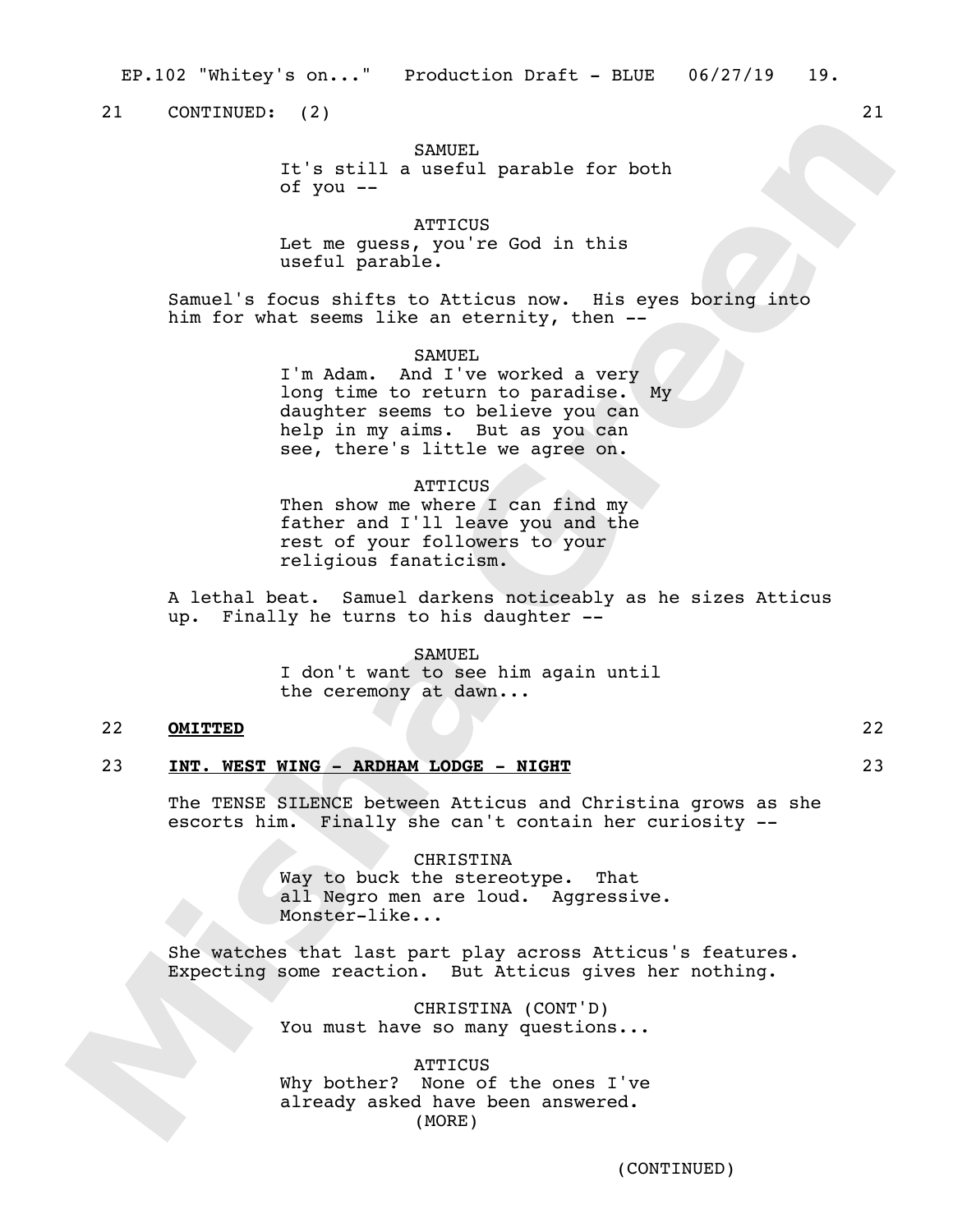21 CONTINUED: (2) 21

SAMUEL
It's still a useful parable for both of you --

ATTICUS
Let me guess, you're God in this useful parable.

Samuel's focus shifts to Atticus now. His eyes boring into him for what seems like an eternity, then --

SAMUEL
I'm Adam. And I've worked a very long time to return to paradise. My daughter seems to believe you can help in my aims. But as you can see, there's little we agree on.

ATTICUS
Then show me where I can find my father and I'll leave you and the rest of your followers to your religious fanaticism.

A lethal beat. Samuel darkens noticeably as he sizes Atticus up. Finally he turns to his daughter --

SAMUEL
I don't want to see him again until the ceremony at dawn...

22 **OMITTED** 22

23 **INT. WEST WING - ARDHAM LODGE - NIGHT** 23

The TENSE SILENCE between Atticus and Christina grows as she escorts him. Finally she can't contain her curiosity --

CHRISTINA
Way to buck the stereotype. That all Negro men are loud. Aggressive. Monster-like...

She watches that last part play across Atticus's features. Expecting some reaction. But Atticus gives her nothing.

CHRISTINA (CONT'D)
You must have so many questions...

ATTICUS
Why bother? None of the ones I've already asked have been answered.
(MORE)

(CONTINUED)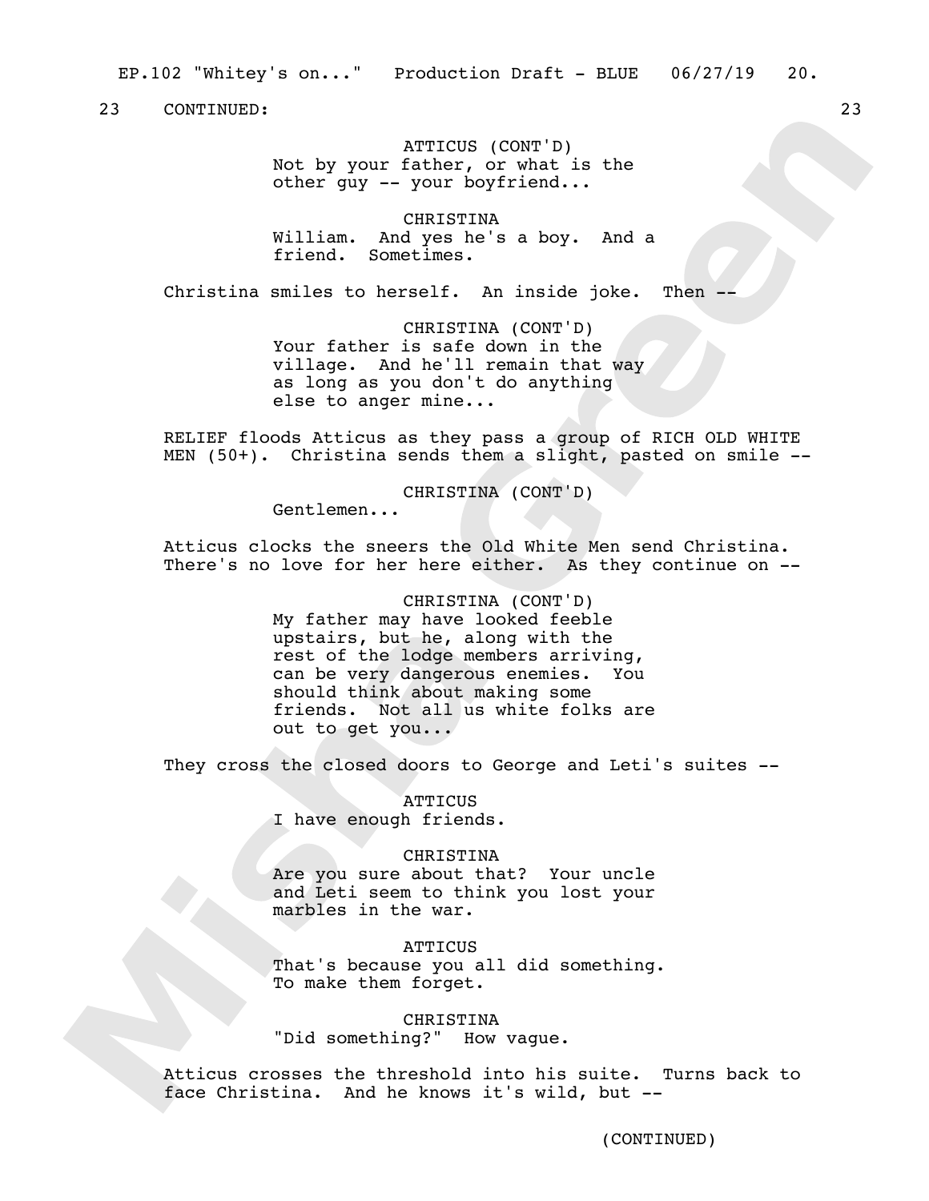23 CONTINUED: 23

ATTICUS (CONT'D)
Not by your father, or what is the other guy -- your boyfriend...

CHRISTINA
William. And yes he's a boy. And a friend. Sometimes.

Christina smiles to herself. An inside joke. Then --

CHRISTINA (CONT'D)
Your father is safe down in the village. And he'll remain that way as long as you don't do anything else to anger mine...

RELIEF floods Atticus as they pass a group of RICH OLD WHITE MEN (50+). Christina sends them a slight, pasted on smile --

CHRISTINA (CONT'D)
Gentlemen...

Atticus clocks the sneers the Old White Men send Christina. There's no love for her here either. As they continue on --

CHRISTINA (CONT'D)
My father may have looked feeble upstairs, but he, along with the rest of the lodge members arriving, can be very dangerous enemies. You should think about making some friends. Not all us white folks are out to get you...

They cross the closed doors to George and Leti's suites --

ATTICUS
I have enough friends.

CHRISTINA
Are you sure about that? Your uncle and Leti seem to think you lost your marbles in the war.

ATTICUS
That's because you all did something. To make them forget.

CHRISTINA
"Did something?" How vague.

Atticus crosses the threshold into his suite. Turns back to face Christina. And he knows it's wild, but --

(CONTINUED)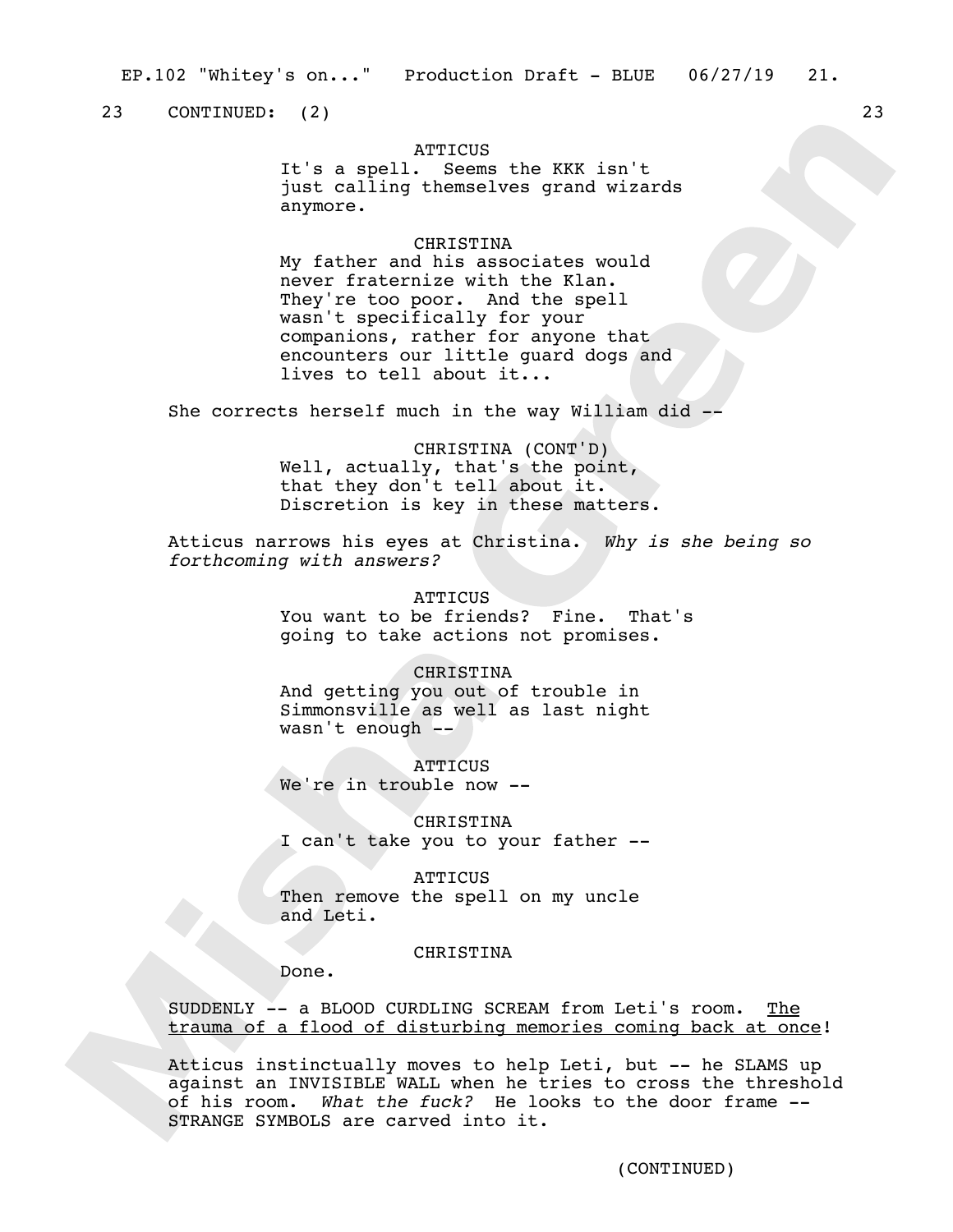23 CONTINUED: (2) 23

ATTICUS
It's a spell. Seems the KKK isn't just calling themselves grand wizards anymore.

CHRISTINA
My father and his associates would never fraternize with the Klan. They're too poor. And the spell wasn't specifically for your companions, rather for anyone that encounters our little guard dogs and lives to tell about it...

She corrects herself much in the way William did --

CHRISTINA (CONT'D)
Well, actually, that's the point, that they don't tell about it. Discretion is key in these matters.

Atticus narrows his eyes at Christina. *Why is she being so forthcoming with answers?*

ATTICUS
You want to be friends? Fine. That's going to take actions not promises.

CHRISTINA
And getting you out of trouble in Simmonsville as well as last night wasn't enough --

ATTICUS
We're in trouble now --

CHRISTINA
I can't take you to your father --

ATTICUS
Then remove the spell on my uncle and Leti.

CHRISTINA
Done.

SUDDENLY -- a BLOOD CURDLING SCREAM from Leti's room. <u>The trauma of a flood of disturbing memories coming back at once</u>!

Atticus instinctually moves to help Leti, but -- he SLAMS up against an INVISIBLE WALL when he tries to cross the threshold of his room. *What the fuck?* He looks to the door frame -- STRANGE SYMBOLS are carved into it.

(CONTINUED)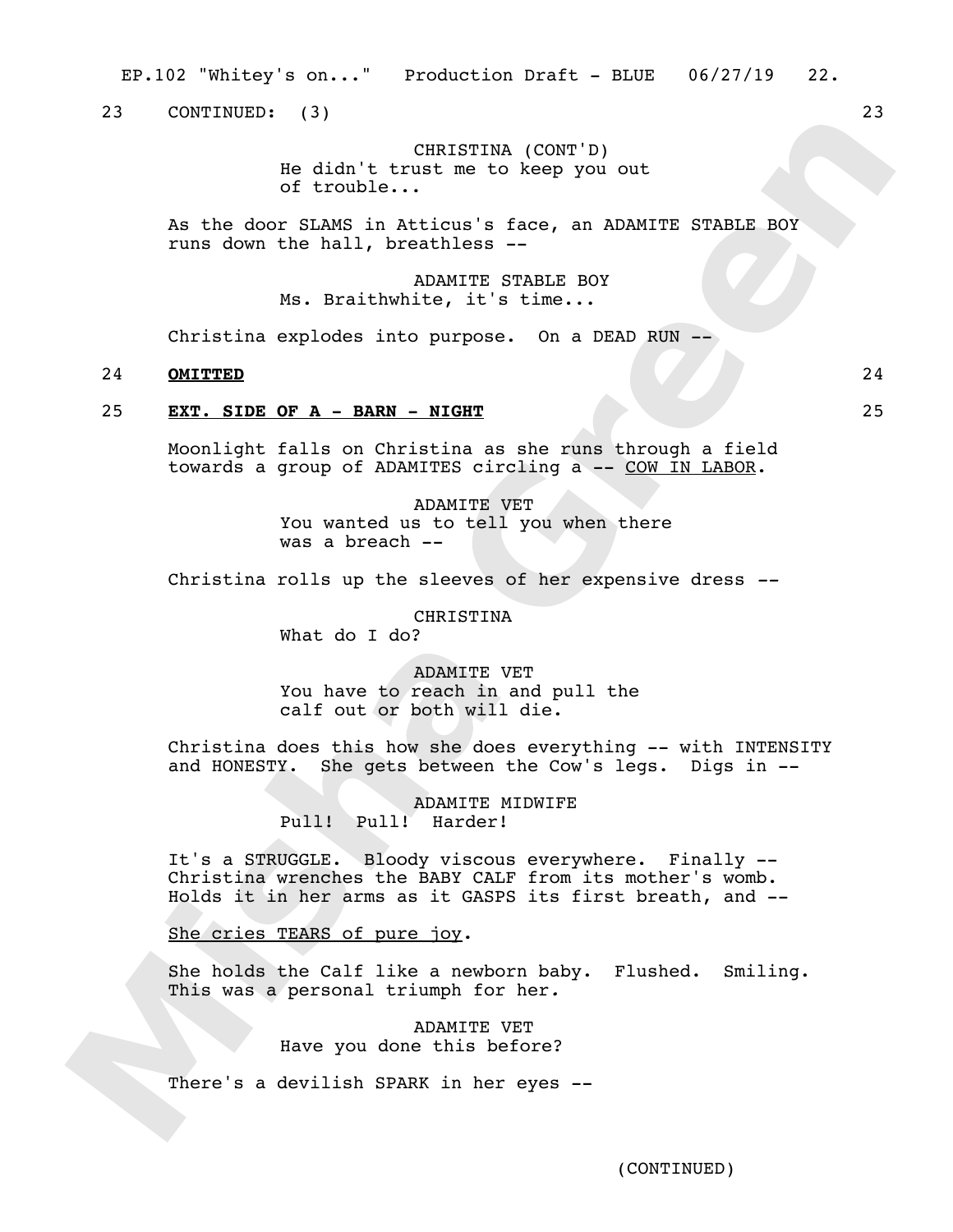23 CONTINUED: (3) 23

CHRISTINA (CONT'D)
He didn't trust me to keep you out of trouble...

As the door SLAMS in Atticus's face, an ADAMITE STABLE BOY runs down the hall, breathless --

ADAMITE STABLE BOY
Ms. Braithwhite, it's time...

Christina explodes into purpose. On a DEAD RUN --

24 **OMITTED** 24

25 **EXT. SIDE OF A - BARN - NIGHT** 25

Moonlight falls on Christina as she runs through a field towards a group of ADAMITES circling a -- COW IN LABOR.

ADAMITE VET
You wanted us to tell you when there was a breach --

Christina rolls up the sleeves of her expensive dress --

CHRISTINA
What do I do?

ADAMITE VET
You have to reach in and pull the calf out or both will die.

Christina does this how she does everything -- with INTENSITY and HONESTY. She gets between the Cow's legs. Digs in --

ADAMITE MIDWIFE
Pull! Pull! Harder!

It's a STRUGGLE. Bloody viscous everywhere. Finally -- Christina wrenches the BABY CALF from its mother's womb. Holds it in her arms as it GASPS its first breath, and --

She cries TEARS of pure joy.

She holds the Calf like a newborn baby. Flushed. Smiling. This was a personal triumph for her.

ADAMITE VET
Have you done this before?

There's a devilish SPARK in her eyes --

(CONTINUED)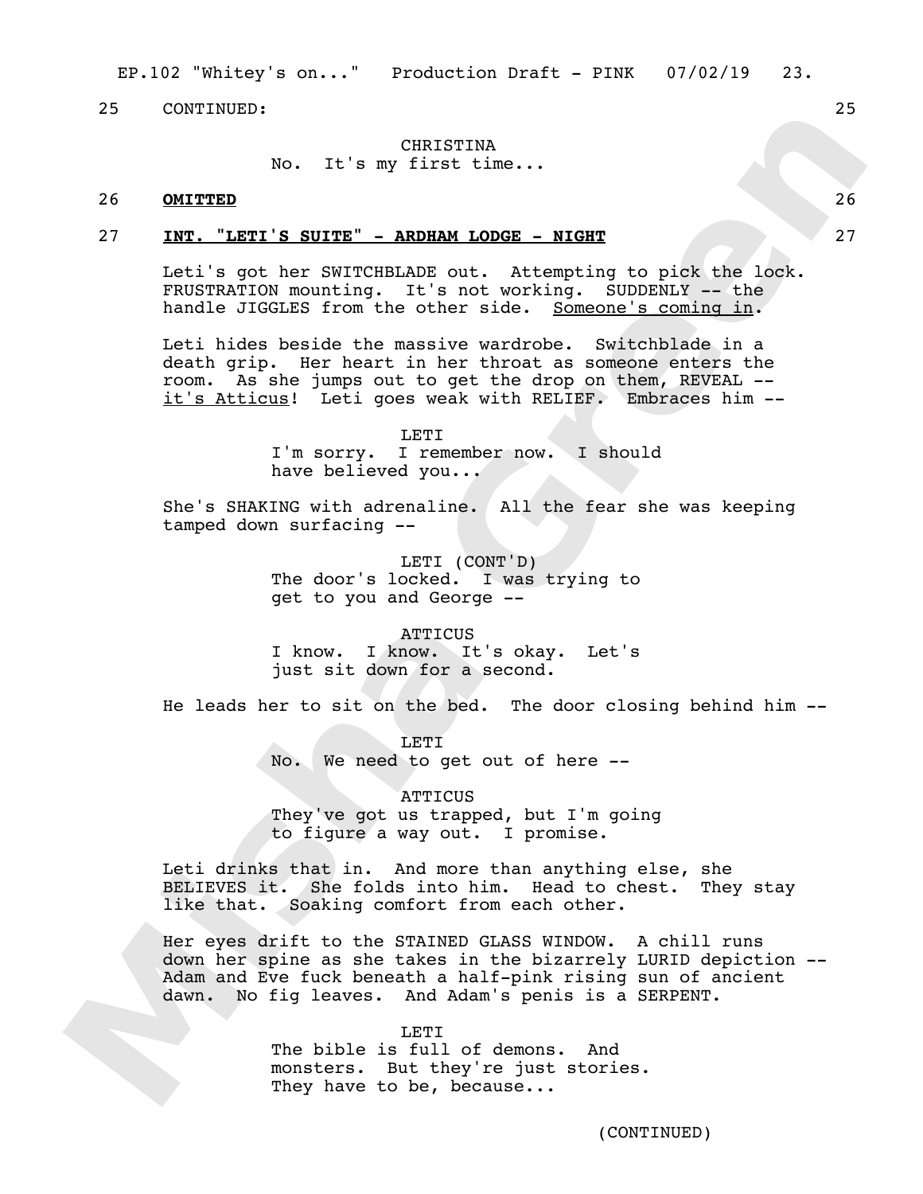25 CONTINUED: 25

CHRISTINA
No. It's my first time...

26 **OMITTED** 26

27 **INT. "LETI'S SUITE" - ARDHAM LODGE - NIGHT** 27

Leti's got her SWITCHBLADE out. Attempting to pick the lock. FRUSTRATION mounting. It's not working. SUDDENLY -- the handle JIGGLES from the other side. Someone's coming in.

Leti hides beside the massive wardrobe. Switchblade in a death grip. Her heart in her throat as someone enters the room. As she jumps out to get the drop on them, REVEAL -- it's Atticus! Leti goes weak with RELIEF. Embraces him --

LETI
I'm sorry. I remember now. I should have believed you...

She's SHAKING with adrenaline. All the fear she was keeping tamped down surfacing --

LETI (CONT'D)
The door's locked. I was trying to get to you and George --

ATTICUS
I know. I know. It's okay. Let's just sit down for a second.

He leads her to sit on the bed. The door closing behind him --

LETI
No. We need to get out of here --

ATTICUS
They've got us trapped, but I'm going to figure a way out. I promise.

Leti drinks that in. And more than anything else, she BELIEVES it. She folds into him. Head to chest. They stay like that. Soaking comfort from each other.

Her eyes drift to the STAINED GLASS WINDOW. A chill runs down her spine as she takes in the bizarrely LURID depiction -- Adam and Eve fuck beneath a half-pink rising sun of ancient dawn. No fig leaves. And Adam's penis is a SERPENT.

LETI
The bible is full of demons. And monsters. But they're just stories. They have to be, because...

(CONTINUED)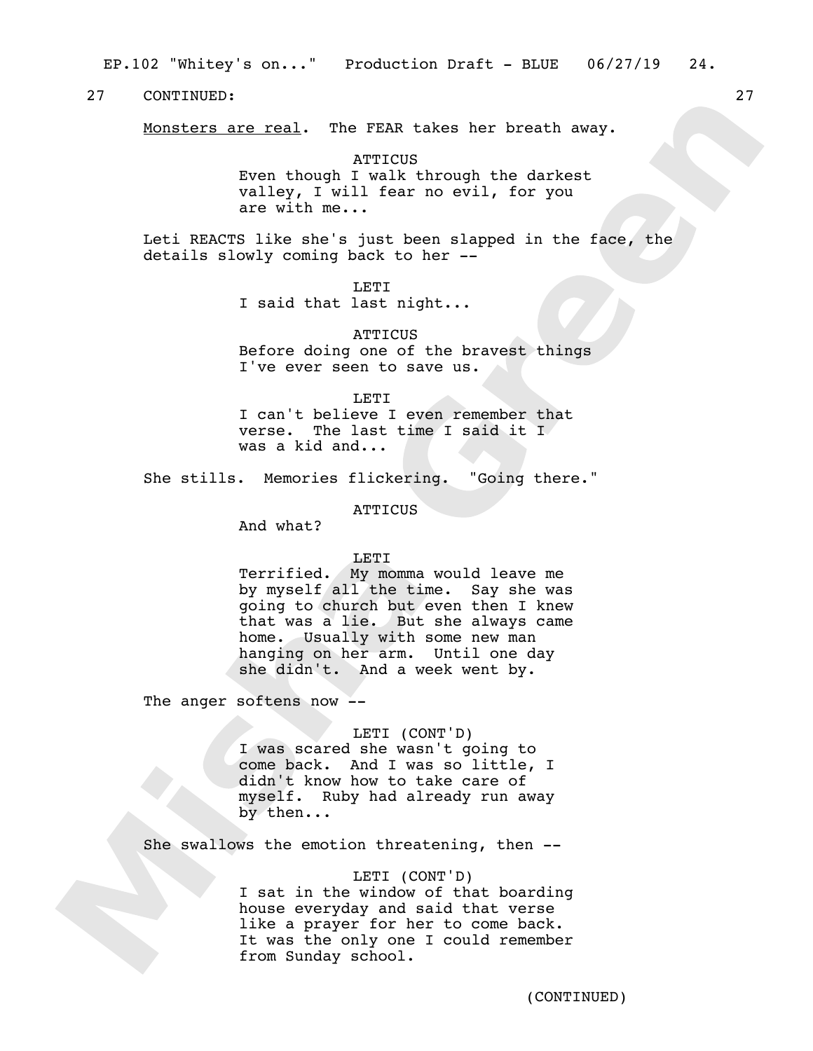27 CONTINUED: 27

<u>Monsters are real</u>. The FEAR takes her breath away.

ATTICUS
Even though I walk through the darkest valley, I will fear no evil, for you are with me...

Leti REACTS like she's just been slapped in the face, the details slowly coming back to her --

LETI
I said that last night...

ATTICUS
Before doing one of the bravest things I've ever seen to save us.

LETI
I can't believe I even remember that verse. The last time I said it I was a kid and...

She stills. Memories flickering. "Going there."

ATTICUS
And what?

LETI
Terrified. My momma would leave me by myself all the time. Say she was going to church but even then I knew that was a lie. But she always came home. Usually with some new man hanging on her arm. Until one day she didn't. And a week went by.

The anger softens now --

LETI (CONT'D)
I was scared she wasn't going to come back. And I was so little, I didn't know how to take care of myself. Ruby had already run away by then...

She swallows the emotion threatening, then --

LETI (CONT'D)
I sat in the window of that boarding house everyday and said that verse like a prayer for her to come back. It was the only one I could remember from Sunday school.

(CONTINUED)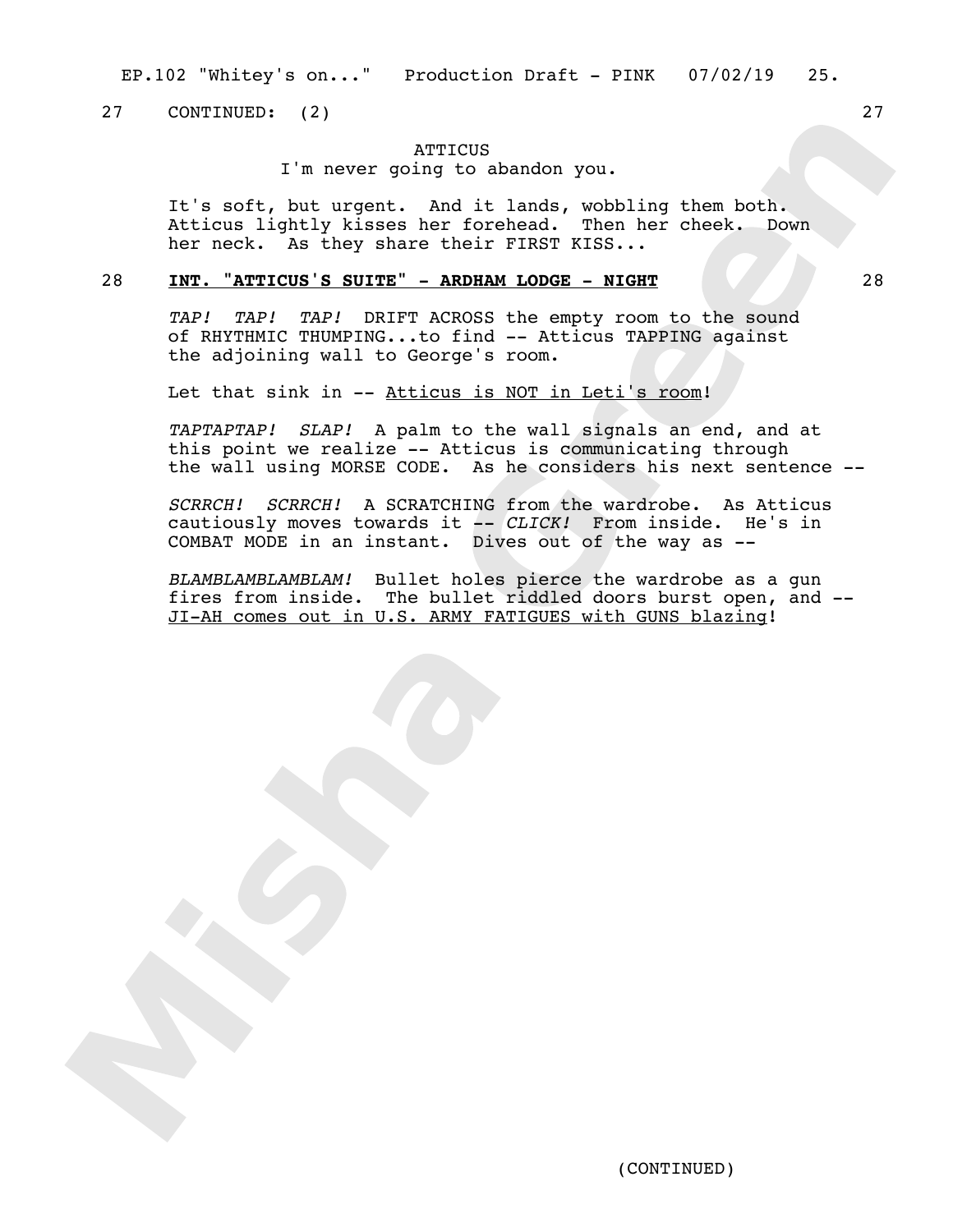27 CONTINUED: (2) 27

ATTICUS
I'm never going to abandon you.

It's soft, but urgent. And it lands, wobbling them both. Atticus lightly kisses her forehead. Then her cheek. Down her neck. As they share their FIRST KISS...

## 28 **INT. "ATTICUS'S SUITE" - ARDHAM LODGE - NIGHT** 28

*TAP! TAP! TAP!* DRIFT ACROSS the empty room to the sound of RHYTHMIC THUMPING...to find -- Atticus TAPPING against the adjoining wall to George's room.

Let that sink in -- <u>Atticus is NOT in Leti's room</u>!

*TAPTAPTAP! SLAP!* A palm to the wall signals an end, and at this point we realize -- Atticus is communicating through the wall using MORSE CODE. As he considers his next sentence --

*SCRRCH! SCRRCH!* A SCRATCHING from the wardrobe. As Atticus cautiously moves towards it -- *CLICK!* From inside. He's in COMBAT MODE in an instant. Dives out of the way as --

*BLAMBLAMBLAMBLAM!* Bullet holes pierce the wardrobe as a gun fires from inside. The bullet riddled doors burst open, and -- <u>JI-AH comes out in U.S. ARMY FATIGUES with GUNS blazing</u>!

(CONTINUED)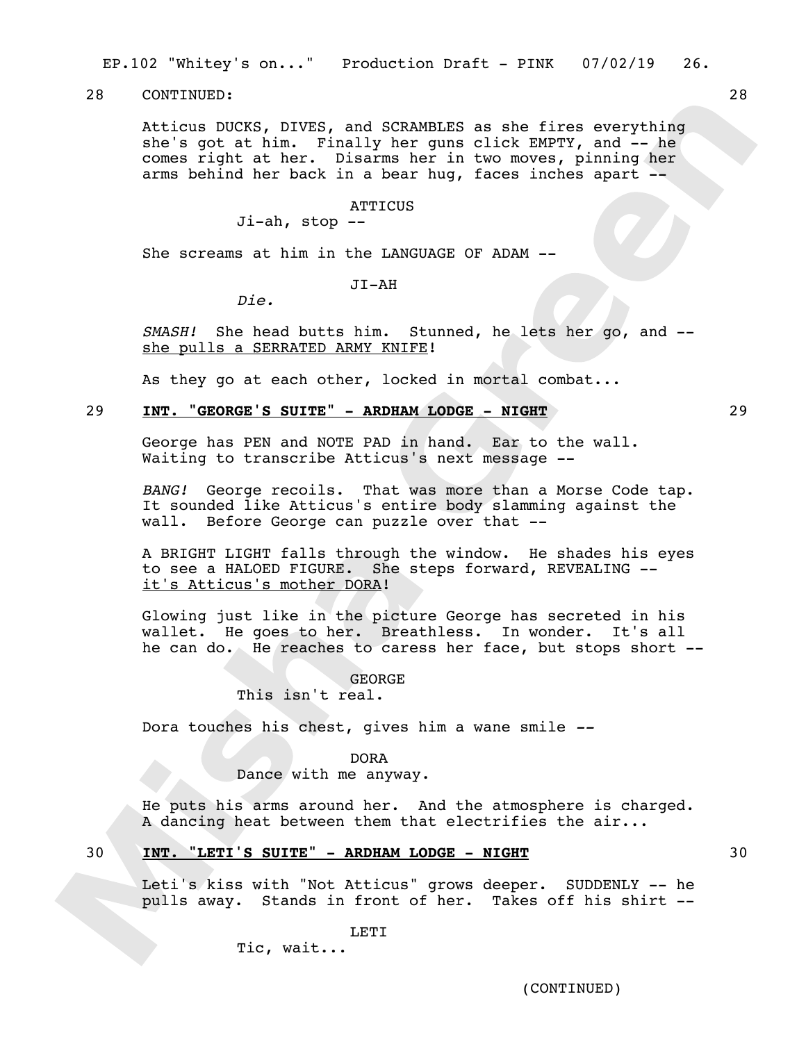28 CONTINUED: 28

Atticus DUCKS, DIVES, and SCRAMBLES as she fires everything she's got at him. Finally her guns click EMPTY, and -- he comes right at her. Disarms her in two moves, pinning her arms behind her back in a bear hug, faces inches apart --

ATTICUS
Ji-ah, stop --

She screams at him in the LANGUAGE OF ADAM --

JI-AH
*Die.*

*SMASH!* She head butts him. Stunned, he lets her go, and -- she pulls a SERRATED ARMY KNIFE!

As they go at each other, locked in mortal combat...

29 **INT. "GEORGE'S SUITE" - ARDHAM LODGE - NIGHT** 29

George has PEN and NOTE PAD in hand. Ear to the wall. Waiting to transcribe Atticus's next message --

*BANG!* George recoils. That was more than a Morse Code tap. It sounded like Atticus's entire body slamming against the wall. Before George can puzzle over that --

A BRIGHT LIGHT falls through the window. He shades his eyes to see a HALOED FIGURE. She steps forward, REVEALING -- it's Atticus's mother DORA!

Glowing just like in the picture George has secreted in his wallet. He goes to her. Breathless. In wonder. It's all he can do. He reaches to caress her face, but stops short --

GEORGE
This isn't real.

Dora touches his chest, gives him a wane smile --

DORA
Dance with me anyway.

He puts his arms around her. And the atmosphere is charged. A dancing heat between them that electrifies the air...

30 **INT. "LETI'S SUITE" - ARDHAM LODGE - NIGHT** 30

Leti's kiss with "Not Atticus" grows deeper. SUDDENLY -- he pulls away. Stands in front of her. Takes off his shirt --

LETI
Tic, wait...

(CONTINUED)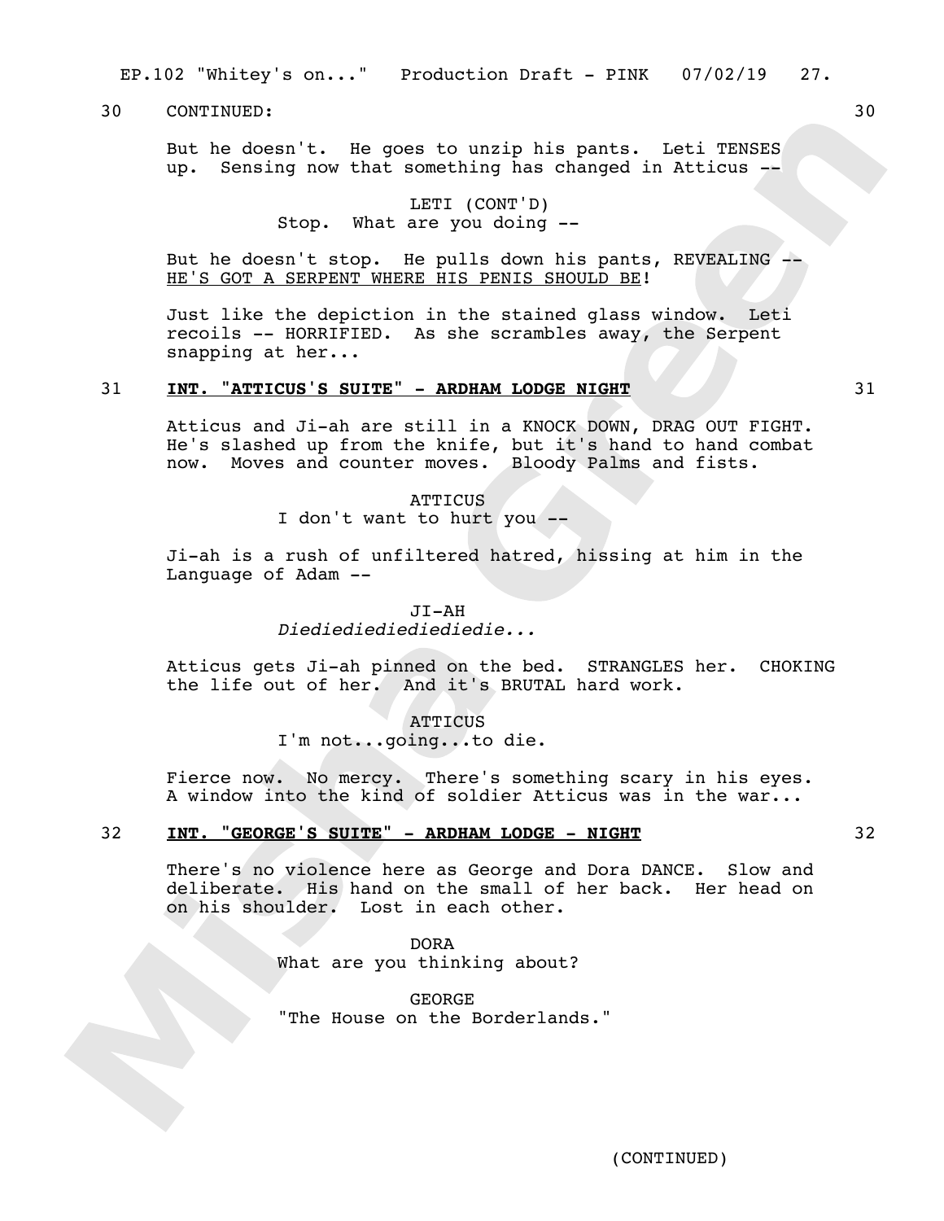30 CONTINUED: 30

But he doesn't. He goes to unzip his pants. Leti TENSES up. Sensing now that something has changed in Atticus --

LETI (CONT'D)
Stop. What are you doing --

But he doesn't stop. He pulls down his pants, REVEALING -- <u>HE'S GOT A SERPENT WHERE HIS PENIS SHOULD BE</u>!

Just like the depiction in the stained glass window. Leti recoils -- HORRIFIED. As she scrambles away, the Serpent snapping at her...

31 **<u>INT. "ATTICUS'S SUITE" - ARDHAM LODGE NIGHT</u>** 31

Atticus and Ji-ah are still in a KNOCK DOWN, DRAG OUT FIGHT. He's slashed up from the knife, but it's hand to hand combat now. Moves and counter moves. Bloody Palms and fists.

ATTICUS
I don't want to hurt you --

Ji-ah is a rush of unfiltered hatred, hissing at him in the Language of Adam --

JI-AH
*Diediediediediediedie...*

Atticus gets Ji-ah pinned on the bed. STRANGLES her. CHOKING the life out of her. And it's BRUTAL hard work.

ATTICUS
I'm not...going...to die.

Fierce now. No mercy. There's something scary in his eyes. A window into the kind of soldier Atticus was in the war...

32 **<u>INT. "GEORGE'S SUITE" - ARDHAM LODGE - NIGHT</u>** 32

There's no violence here as George and Dora DANCE. Slow and deliberate. His hand on the small of her back. Her head on on his shoulder. Lost in each other.

DORA
What are you thinking about?

GEORGE
"The House on the Borderlands."

(CONTINUED)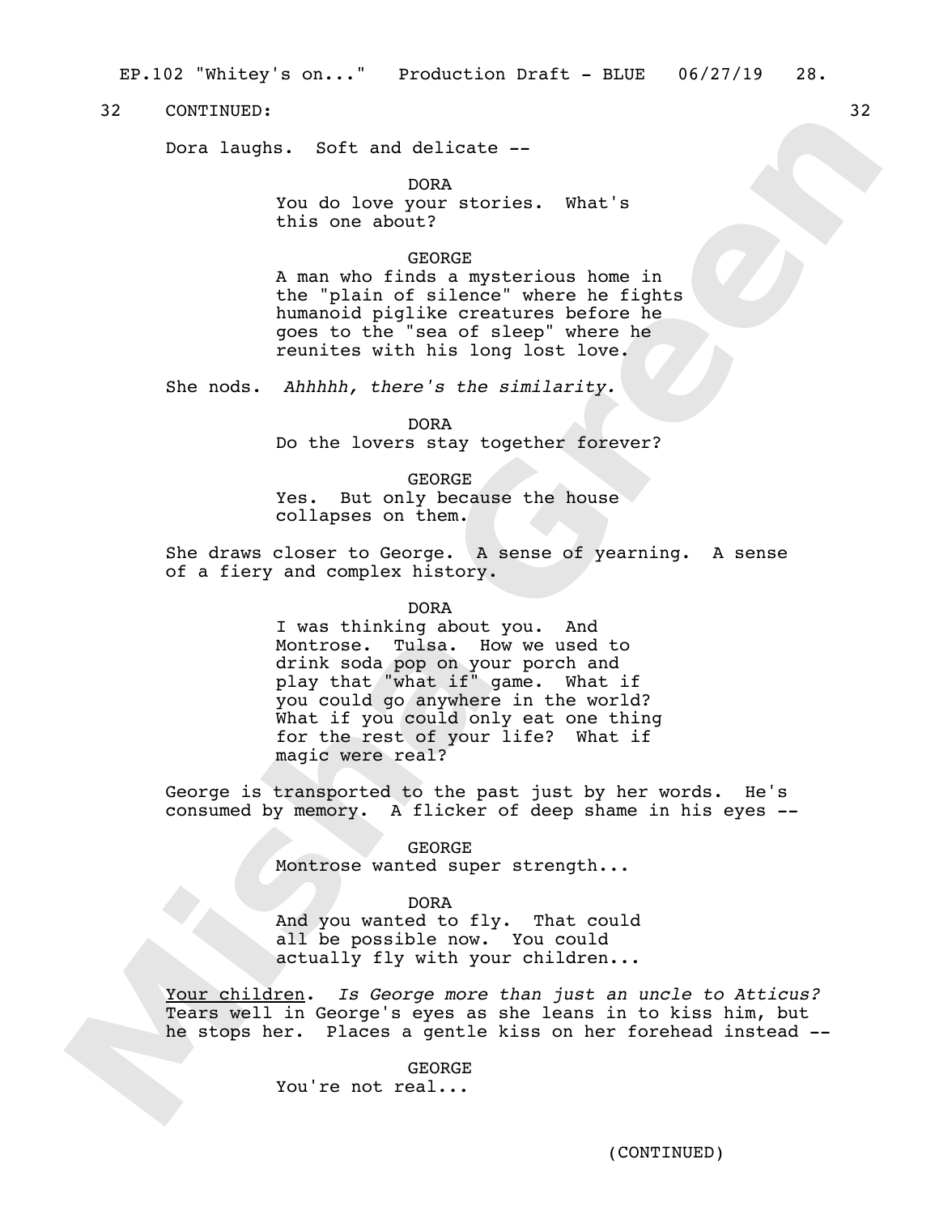32 CONTINUED: 32

Dora laughs. Soft and delicate --

DORA
You do love your stories. What's this one about?

GEORGE
A man who finds a mysterious home in the "plain of silence" where he fights humanoid piglike creatures before he goes to the "sea of sleep" where he reunites with his long lost love.

She nods. *Ahhhhh, there's the similarity.*

DORA
Do the lovers stay together forever?

GEORGE
Yes. But only because the house collapses on them.

She draws closer to George. A sense of yearning. A sense of a fiery and complex history.

DORA
I was thinking about you. And Montrose. Tulsa. How we used to drink soda pop on your porch and play that "what if" game. What if you could go anywhere in the world? What if you could only eat one thing for the rest of your life? What if magic were real?

George is transported to the past just by her words. He's consumed by memory. A flicker of deep shame in his eyes --

GEORGE
Montrose wanted super strength...

DORA
And you wanted to fly. That could all be possible now. You could actually fly with your children...

<u>Your children</u>. *Is George more than just an uncle to Atticus?* Tears well in George's eyes as she leans in to kiss him, but he stops her. Places a gentle kiss on her forehead instead --

GEORGE
You're not real...

(CONTINUED)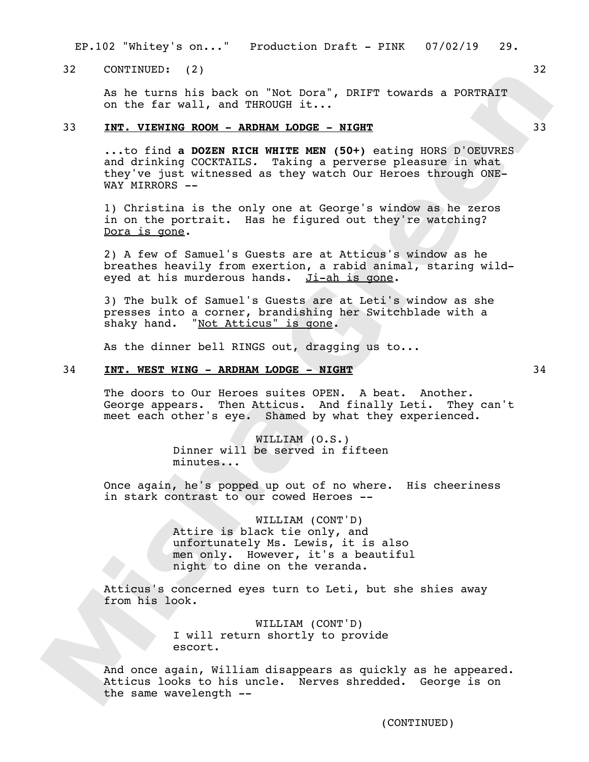32 CONTINUED: (2) 32

As he turns his back on "Not Dora", DRIFT towards a PORTRAIT on the far wall, and THROUGH it...

33 **INT. VIEWING ROOM - ARDHAM LODGE - NIGHT** 33

...to find **a DOZEN RICH WHITE MEN (50+)** eating HORS D'OEUVRES and drinking COCKTAILS. Taking a perverse pleasure in what they've just witnessed as they watch Our Heroes through ONE-WAY MIRRORS --

1) Christina is the only one at George's window as he zeros in on the portrait. Has he figured out they're watching? Dora is gone.

2) A few of Samuel's Guests are at Atticus's window as he breathes heavily from exertion, a rabid animal, staring wild-eyed at his murderous hands. Ji-ah is gone.

3) The bulk of Samuel's Guests are at Leti's window as she presses into a corner, brandishing her Switchblade with a shaky hand. "Not Atticus" is gone.

As the dinner bell RINGS out, dragging us to...

34 **INT. WEST WING - ARDHAM LODGE - NIGHT** 34

The doors to Our Heroes suites OPEN. A beat. Another. George appears. Then Atticus. And finally Leti. They can't meet each other's eye. Shamed by what they experienced.

WILLIAM (O.S.)
Dinner will be served in fifteen minutes...

Once again, he's popped up out of no where. His cheeriness in stark contrast to our cowed Heroes --

WILLIAM (CONT'D)
Attire is black tie only, and unfortunately Ms. Lewis, it is also men only. However, it's a beautiful night to dine on the veranda.

Atticus's concerned eyes turn to Leti, but she shies away from his look.

WILLIAM (CONT'D)
I will return shortly to provide escort.

And once again, William disappears as quickly as he appeared. Atticus looks to his uncle. Nerves shredded. George is on the same wavelength --

(CONTINUED)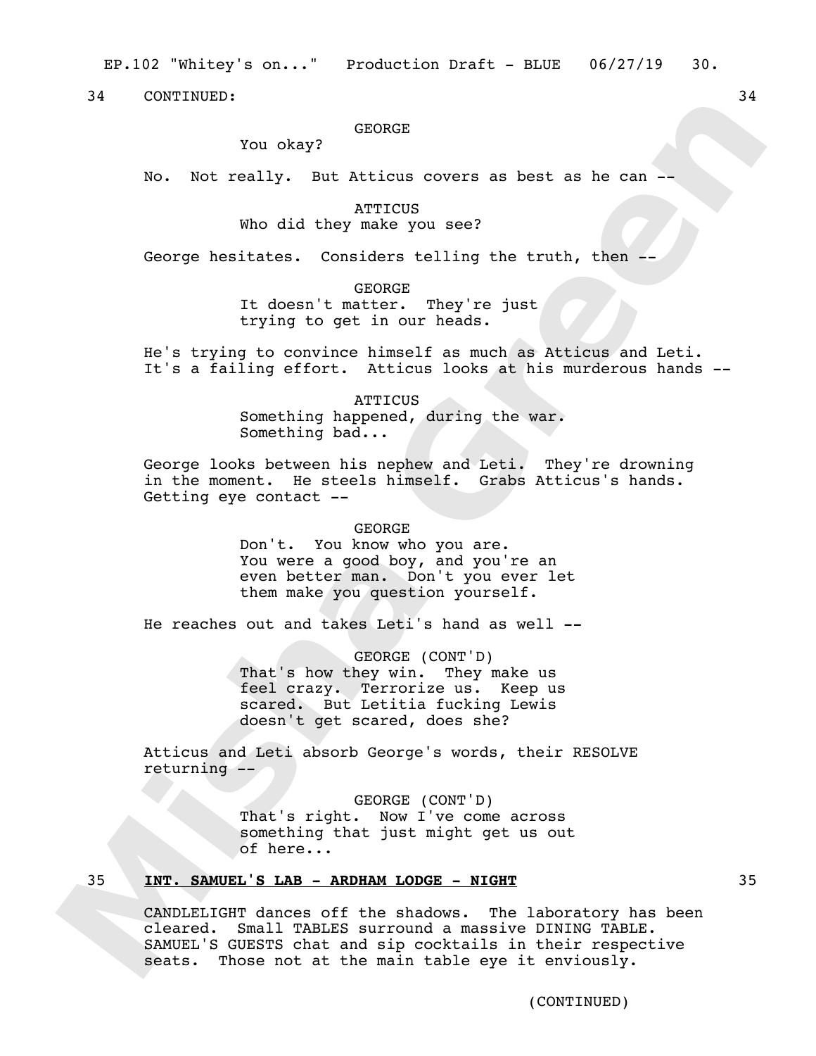34 CONTINUED: 34

GEORGE
You okay?

No. Not really. But Atticus covers as best as he can --

ATTICUS
Who did they make you see?

George hesitates. Considers telling the truth, then --

GEORGE
It doesn't matter. They're just trying to get in our heads.

He's trying to convince himself as much as Atticus and Leti. It's a failing effort. Atticus looks at his murderous hands --

ATTICUS
Something happened, during the war. Something bad...

George looks between his nephew and Leti. They're drowning in the moment. He steels himself. Grabs Atticus's hands. Getting eye contact --

GEORGE
Don't. You know who you are. You were a good boy, and you're an even better man. Don't you ever let them make you question yourself.

He reaches out and takes Leti's hand as well --

GEORGE (CONT'D)
That's how they win. They make us feel crazy. Terrorize us. Keep us scared. But Letitia fucking Lewis doesn't get scared, does she?

Atticus and Leti absorb George's words, their RESOLVE returning --

GEORGE (CONT'D)
That's right. Now I've come across something that just might get us out of here...

35 **INT. SAMUEL'S LAB - ARDHAM LODGE - NIGHT** 35

CANDLELIGHT dances off the shadows. The laboratory has been cleared. Small TABLES surround a massive DINING TABLE. SAMUEL'S GUESTS chat and sip cocktails in their respective seats. Those not at the main table eye it enviously.

(CONTINUED)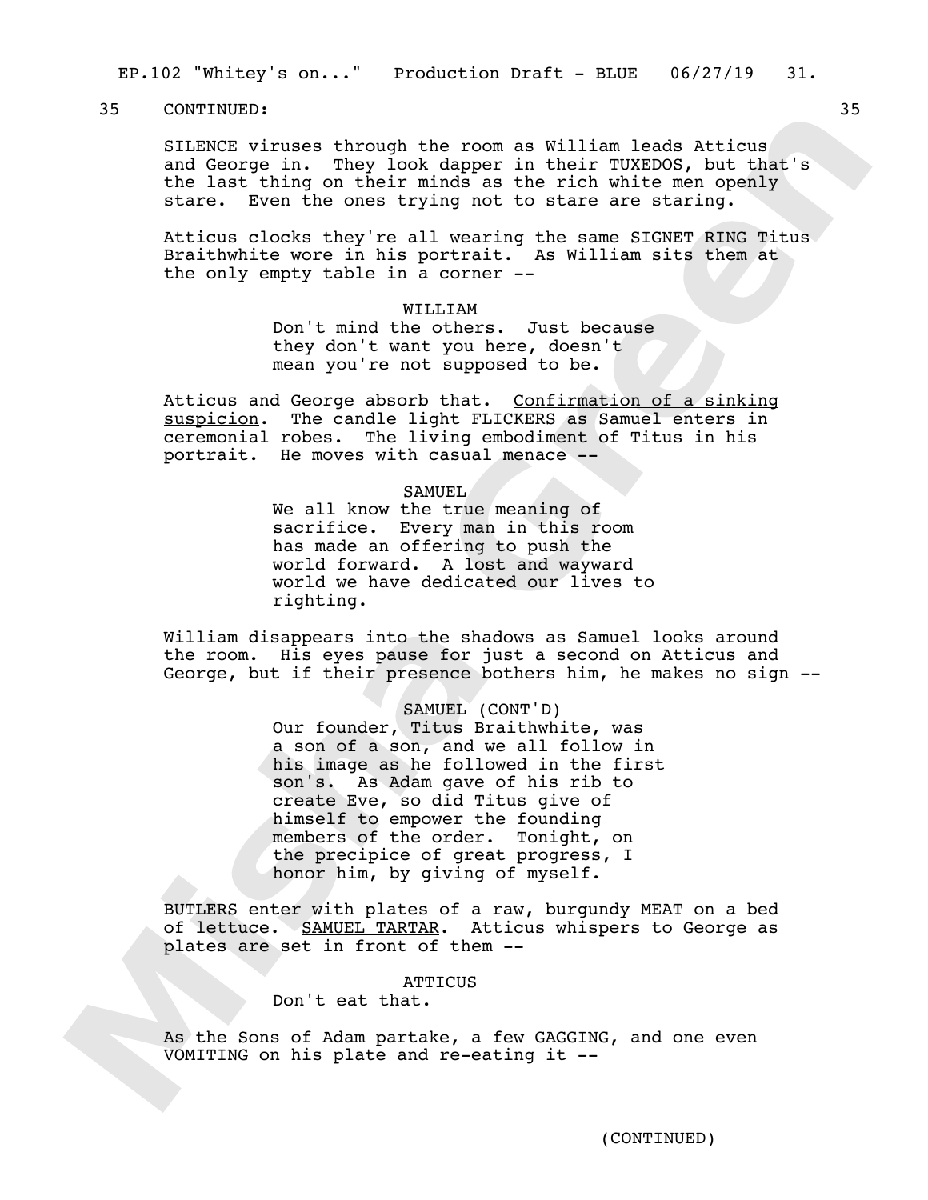35 CONTINUED: 35

SILENCE viruses through the room as William leads Atticus and George in. They look dapper in their TUXEDOS, but that's the last thing on their minds as the rich white men openly stare. Even the ones trying not to stare are staring.

Atticus clocks they're all wearing the same SIGNET RING Titus Braithwhite wore in his portrait. As William sits them at the only empty table in a corner --

WILLIAM

Don't mind the others. Just because they don't want you here, doesn't mean you're not supposed to be.

Atticus and George absorb that. Confirmation of a sinking suspicion. The candle light FLICKERS as Samuel enters in ceremonial robes. The living embodiment of Titus in his portrait. He moves with casual menace --

SAMUEL

We all know the true meaning of sacrifice. Every man in this room has made an offering to push the world forward. A lost and wayward world we have dedicated our lives to righting.

William disappears into the shadows as Samuel looks around the room. His eyes pause for just a second on Atticus and George, but if their presence bothers him, he makes no sign --

SAMUEL (CONT'D)

Our founder, Titus Braithwhite, was a son of a son, and we all follow in his image as he followed in the first son's. As Adam gave of his rib to create Eve, so did Titus give of himself to empower the founding members of the order. Tonight, on the precipice of great progress, I honor him, by giving of myself.

BUTLERS enter with plates of a raw, burgundy MEAT on a bed of lettuce. SAMUEL TARTAR. Atticus whispers to George as plates are set in front of them --

ATTICUS

Don't eat that.

As the Sons of Adam partake, a few GAGGING, and one even VOMITING on his plate and re-eating it --

(CONTINUED)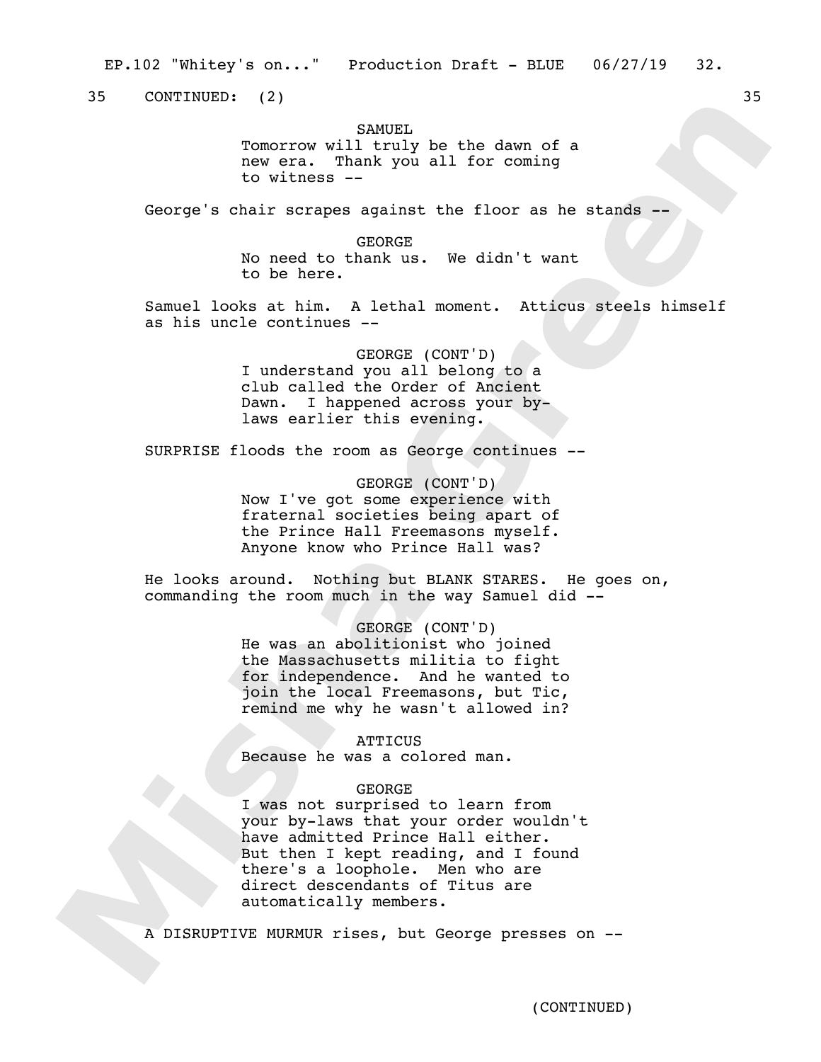35 CONTINUED: (2) 35

SAMUEL
Tomorrow will truly be the dawn of a new era. Thank you all for coming to witness --

George's chair scrapes against the floor as he stands --

GEORGE
No need to thank us. We didn't want to be here.

Samuel looks at him. A lethal moment. Atticus steels himself as his uncle continues --

GEORGE (CONT'D)
I understand you all belong to a club called the Order of Ancient Dawn. I happened across your by-laws earlier this evening.

SURPRISE floods the room as George continues --

GEORGE (CONT'D)
Now I've got some experience with fraternal societies being apart of the Prince Hall Freemasons myself. Anyone know who Prince Hall was?

He looks around. Nothing but BLANK STARES. He goes on, commanding the room much in the way Samuel did --

GEORGE (CONT'D)
He was an abolitionist who joined the Massachusetts militia to fight for independence. And he wanted to join the local Freemasons, but Tic, remind me why he wasn't allowed in?

ATTICUS
Because he was a colored man.

GEORGE
I was not surprised to learn from your by-laws that your order wouldn't have admitted Prince Hall either. But then I kept reading, and I found there's a loophole. Men who are direct descendants of Titus are automatically members.

A DISRUPTIVE MURMUR rises, but George presses on --

(CONTINUED)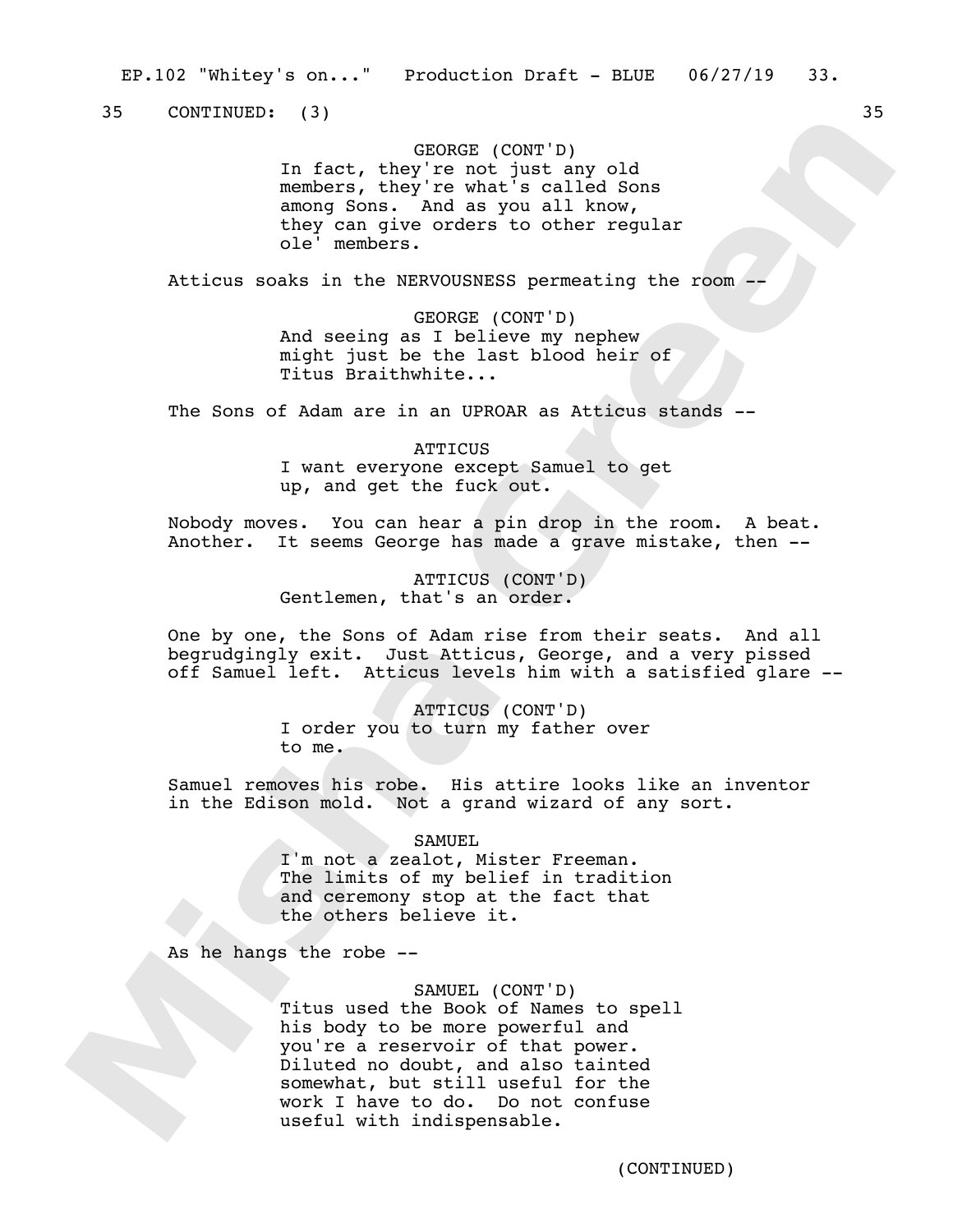35 CONTINUED: (3) 35

GEORGE (CONT'D)
In fact, they're not just any old members, they're what's called Sons among Sons. And as you all know, they can give orders to other regular ole' members.

Atticus soaks in the NERVOUSNESS permeating the room --

GEORGE (CONT'D)
And seeing as I believe my nephew might just be the last blood heir of Titus Braithwhite...

The Sons of Adam are in an UPROAR as Atticus stands --

ATTICUS
I want everyone except Samuel to get up, and get the fuck out.

Nobody moves. You can hear a pin drop in the room. A beat. Another. It seems George has made a grave mistake, then --

ATTICUS (CONT'D)
Gentlemen, that's an order.

One by one, the Sons of Adam rise from their seats. And all begrudgingly exit. Just Atticus, George, and a very pissed off Samuel left. Atticus levels him with a satisfied glare --

ATTICUS (CONT'D)
I order you to turn my father over to me.

Samuel removes his robe. His attire looks like an inventor in the Edison mold. Not a grand wizard of any sort.

SAMUEL
I'm not a zealot, Mister Freeman. The limits of my belief in tradition and ceremony stop at the fact that the others believe it.

As he hangs the robe --

SAMUEL (CONT'D)
Titus used the Book of Names to spell his body to be more powerful and you're a reservoir of that power. Diluted no doubt, and also tainted somewhat, but still useful for the work I have to do. Do not confuse useful with indispensable.

(CONTINUED)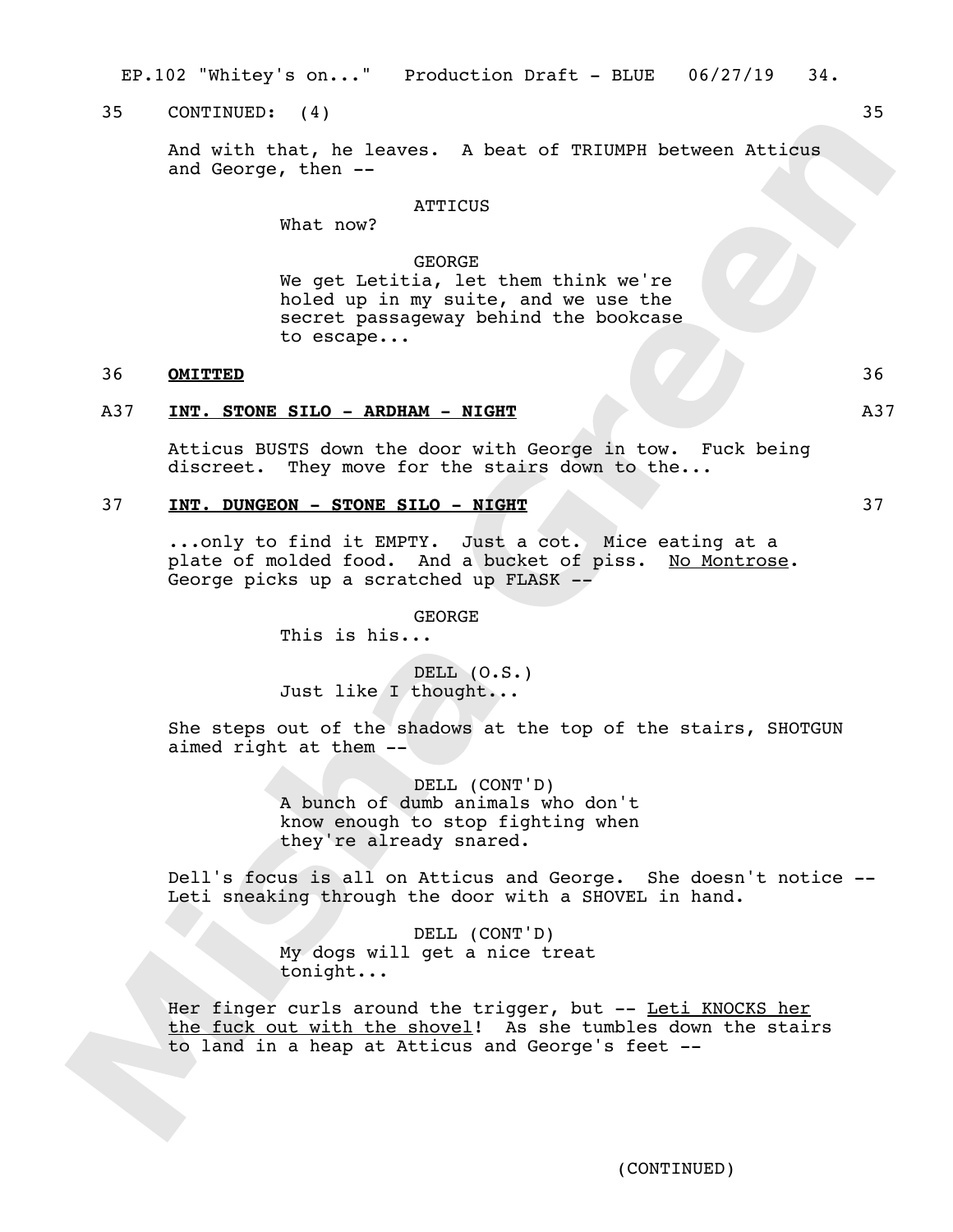35 CONTINUED: (4) 35

And with that, he leaves. A beat of TRIUMPH between Atticus and George, then --

ATTICUS
What now?

GEORGE
We get Letitia, let them think we're holed up in my suite, and we use the secret passageway behind the bookcase to escape...

36 **OMITTED** 36

A37 **INT. STONE SILO - ARDHAM - NIGHT** A37

Atticus BUSTS down the door with George in tow. Fuck being discreet. They move for the stairs down to the...

37 **INT. DUNGEON - STONE SILO - NIGHT** 37

...only to find it EMPTY. Just a cot. Mice eating at a plate of molded food. And a bucket of piss. No Montrose. George picks up a scratched up FLASK --

GEORGE
This is his...

DELL (O.S.)
Just like I thought...

She steps out of the shadows at the top of the stairs, SHOTGUN aimed right at them --

DELL (CONT'D)
A bunch of dumb animals who don't know enough to stop fighting when they're already snared.

Dell's focus is all on Atticus and George. She doesn't notice -- Leti sneaking through the door with a SHOVEL in hand.

DELL (CONT'D)
My dogs will get a nice treat tonight...

Her finger curls around the trigger, but -- Leti KNOCKS her the fuck out with the shovel! As she tumbles down the stairs to land in a heap at Atticus and George's feet --

(CONTINUED)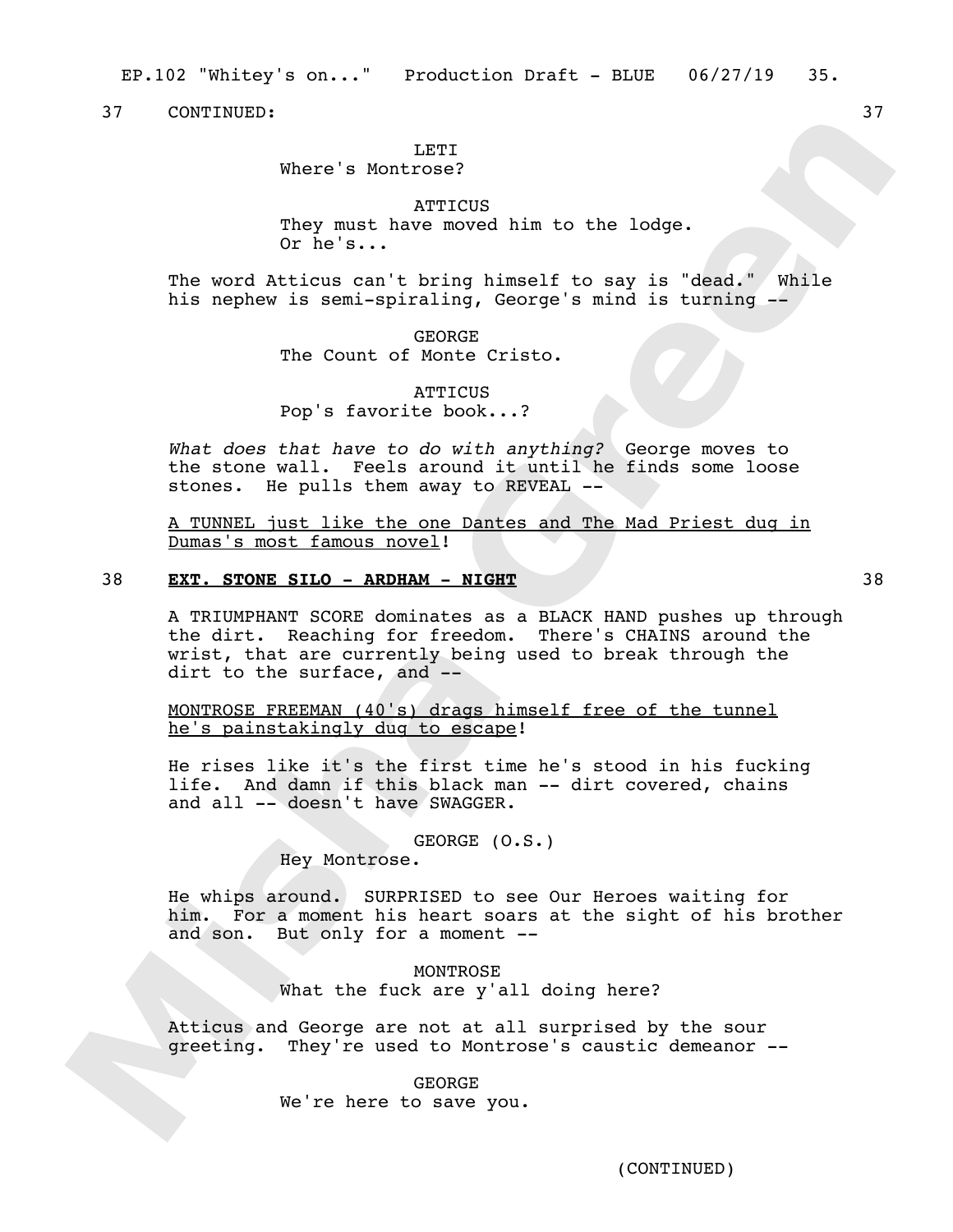37 CONTINUED: 37

LETI
Where's Montrose?

ATTICUS
They must have moved him to the lodge.
Or he's...

The word Atticus can't bring himself to say is "dead." While his nephew is semi-spiraling, George's mind is turning --

GEORGE
The Count of Monte Cristo.

ATTICUS
Pop's favorite book...?

*What does that have to do with anything?* George moves to the stone wall. Feels around it until he finds some loose stones. He pulls them away to REVEAL --

<u>A TUNNEL just like the one Dantes and The Mad Priest dug in Dumas's most famous novel</u>!

38 **<u>EXT. STONE SILO - ARDHAM - NIGHT</u>** 38

A TRIUMPHANT SCORE dominates as a BLACK HAND pushes up through the dirt. Reaching for freedom. There's CHAINS around the wrist, that are currently being used to break through the dirt to the surface, and --

<u>MONTROSE FREEMAN (40's) drags himself free of the tunnel he's painstakingly dug to escape</u>!

He rises like it's the first time he's stood in his fucking life. And damn if this black man -- dirt covered, chains and all -- doesn't have SWAGGER.

GEORGE (O.S.)
Hey Montrose.

He whips around. SURPRISED to see Our Heroes waiting for him. For a moment his heart soars at the sight of his brother and son. But only for a moment --

MONTROSE
What the fuck are y'all doing here?

Atticus and George are not at all surprised by the sour greeting. They're used to Montrose's caustic demeanor --

GEORGE
We're here to save you.

(CONTINUED)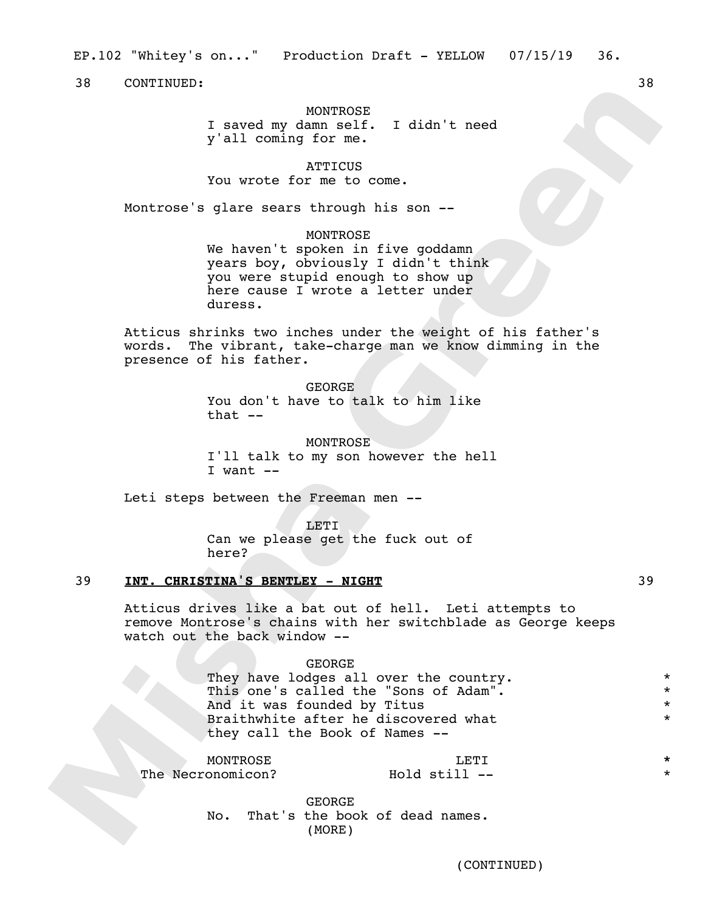38 CONTINUED: 38

MONTROSE
I saved my damn self. I didn't need y'all coming for me.

ATTICUS
You wrote for me to come.

Montrose's glare sears through his son --

MONTROSE
We haven't spoken in five goddamn years boy, obviously I didn't think you were stupid enough to show up here cause I wrote a letter under duress.

Atticus shrinks two inches under the weight of his father's words. The vibrant, take-charge man we know dimming in the presence of his father.

GEORGE
You don't have to talk to him like that --

MONTROSE
I'll talk to my son however the hell I want --

Leti steps between the Freeman men --

LETI
Can we please get the fuck out of here?

## 39 **INT. CHRISTINA'S BENTLEY - NIGHT** 39

Atticus drives like a bat out of hell. Leti attempts to remove Montrose's chains with her switchblade as George keeps watch out the back window --

GEORGE
They have lodges all over the country. *
This one's called the "Sons of Adam". *
And it was founded by Titus *
Braithwhite after he discovered what *
they call the Book of Names --

MONTROSE
The Necronomicon? *

LETI
Hold still -- *

GEORGE
No. That's the book of dead names.
(MORE)

(CONTINUED)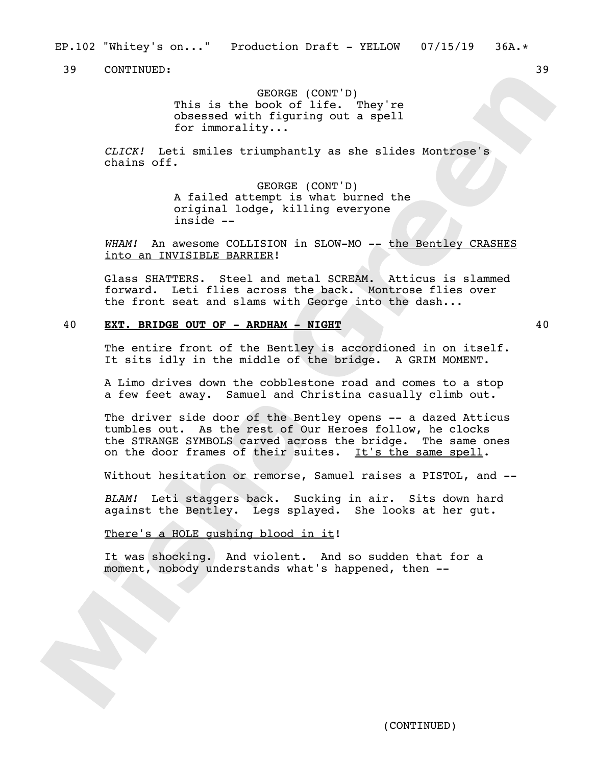39 CONTINUED: 39

GEORGE (CONT'D)
This is the book of life. They're obsessed with figuring out a spell for immorality...

*CLICK!* Leti smiles triumphantly as she slides Montrose's chains off.

GEORGE (CONT'D)
A failed attempt is what burned the original lodge, killing everyone inside --

*WHAM!* An awesome COLLISION in SLOW-MO -- the Bentley CRASHES into an INVISIBLE BARRIER!

Glass SHATTERS. Steel and metal SCREAM. Atticus is slammed forward. Leti flies across the back. Montrose flies over the front seat and slams with George into the dash...

40 **EXT. BRIDGE OUT OF - ARDHAM - NIGHT** 40

The entire front of the Bentley is accordioned in on itself. It sits idly in the middle of the bridge. A GRIM MOMENT.

A Limo drives down the cobblestone road and comes to a stop a few feet away. Samuel and Christina casually climb out.

The driver side door of the Bentley opens -- a dazed Atticus tumbles out. As the rest of Our Heroes follow, he clocks the STRANGE SYMBOLS carved across the bridge. The same ones on the door frames of their suites. It's the same spell.

Without hesitation or remorse, Samuel raises a PISTOL, and --

*BLAM!* Leti staggers back. Sucking in air. Sits down hard against the Bentley. Legs splayed. She looks at her gut.

There's a HOLE gushing blood in it!

It was shocking. And violent. And so sudden that for a moment, nobody understands what's happened, then --

(CONTINUED)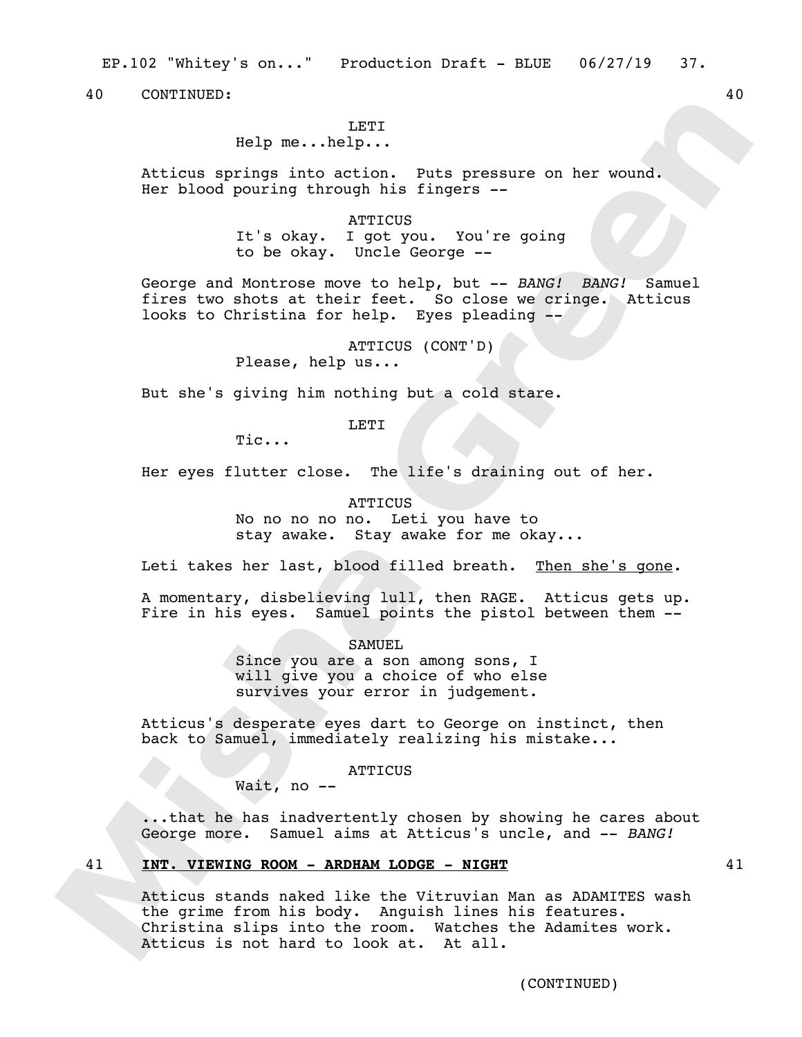40 CONTINUED: 40

LETI
Help me...help...

Atticus springs into action. Puts pressure on her wound. Her blood pouring through his fingers --

ATTICUS
It's okay. I got you. You're going to be okay. Uncle George --

George and Montrose move to help, but -- *BANG! BANG!* Samuel fires two shots at their feet. So close we cringe. Atticus looks to Christina for help. Eyes pleading --

ATTICUS (CONT'D)
Please, help us...

But she's giving him nothing but a cold stare.

LETI
Tic...

Her eyes flutter close. The life's draining out of her.

ATTICUS
No no no no no. Leti you have to stay awake. Stay awake for me okay...

Leti takes her last, blood filled breath. <u>Then she's gone</u>.

A momentary, disbelieving lull, then RAGE. Atticus gets up. Fire in his eyes. Samuel points the pistol between them --

SAMUEL
Since you are a son among sons, I will give you a choice of who else survives your error in judgement.

Atticus's desperate eyes dart to George on instinct, then back to Samuel, immediately realizing his mistake...

ATTICUS
Wait, no --

...that he has inadvertently chosen by showing he cares about George more. Samuel aims at Atticus's uncle, and -- *BANG!*

41 **<u>INT. VIEWING ROOM - ARDHAM LODGE - NIGHT</u>** 41

Atticus stands naked like the Vitruvian Man as ADAMITES wash the grime from his body. Anguish lines his features. Christina slips into the room. Watches the Adamites work. Atticus is not hard to look at. At all.

(CONTINUED)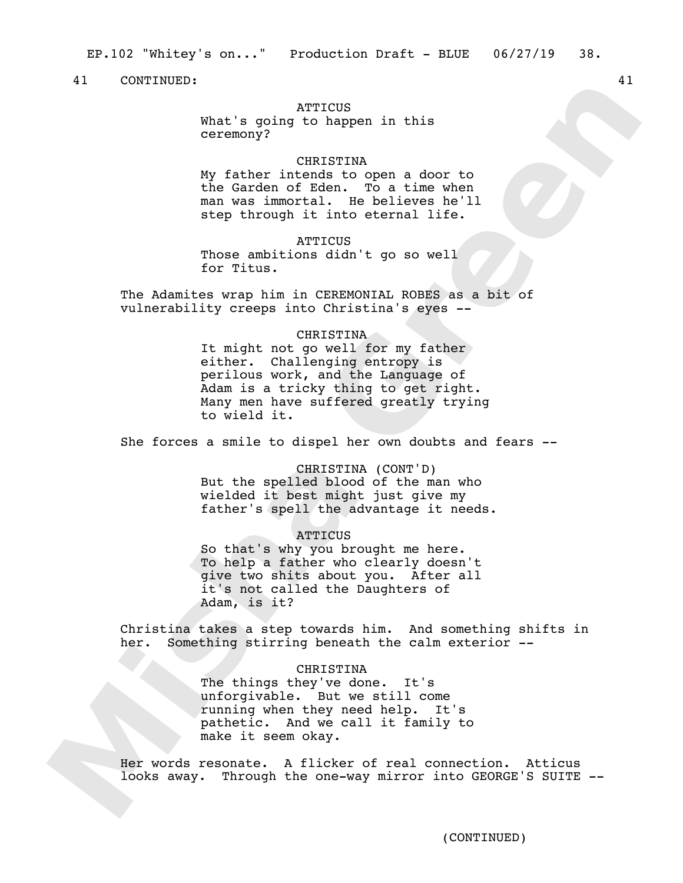41 CONTINUED: 41

ATTICUS
What's going to happen in this ceremony?

CHRISTINA
My father intends to open a door to the Garden of Eden. To a time when man was immortal. He believes he'll step through it into eternal life.

ATTICUS
Those ambitions didn't go so well for Titus.

The Adamites wrap him in CEREMONIAL ROBES as a bit of vulnerability creeps into Christina's eyes --

CHRISTINA
It might not go well for my father either. Challenging entropy is perilous work, and the Language of Adam is a tricky thing to get right. Many men have suffered greatly trying to wield it.

She forces a smile to dispel her own doubts and fears --

CHRISTINA (CONT'D)
But the spelled blood of the man who wielded it best might just give my father's spell the advantage it needs.

ATTICUS
So that's why you brought me here. To help a father who clearly doesn't give two shits about you. After all it's not called the Daughters of Adam, is it?

Christina takes a step towards him. And something shifts in her. Something stirring beneath the calm exterior --

CHRISTINA
The things they've done. It's unforgivable. But we still come running when they need help. It's pathetic. And we call it family to make it seem okay.

Her words resonate. A flicker of real connection. Atticus looks away. Through the one-way mirror into GEORGE'S SUITE --

(CONTINUED)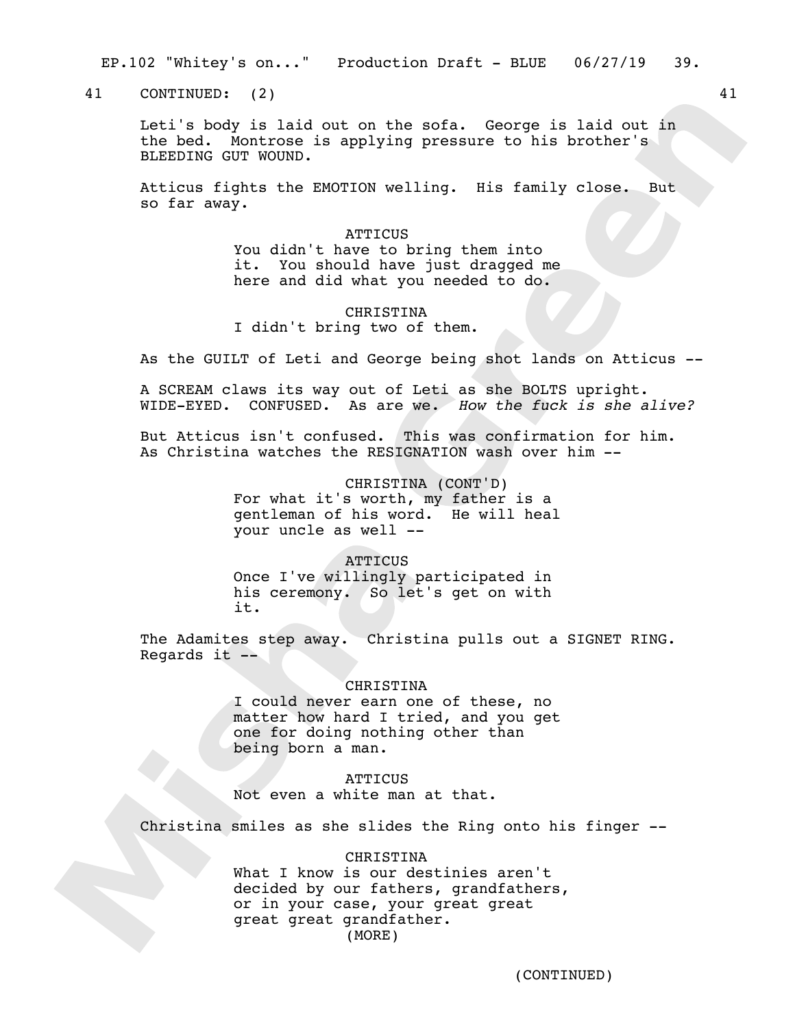41 CONTINUED: (2) 41

Leti's body is laid out on the sofa. George is laid out in the bed. Montrose is applying pressure to his brother's BLEEDING GUT WOUND.

Atticus fights the EMOTION welling. His family close. But so far away.

ATTICUS
You didn't have to bring them into it. You should have just dragged me here and did what you needed to do.

CHRISTINA
I didn't bring two of them.

As the GUILT of Leti and George being shot lands on Atticus --

A SCREAM claws its way out of Leti as she BOLTS upright. WIDE-EYED. CONFUSED. As are we. *How the fuck is she alive?*

But Atticus isn't confused. This was confirmation for him. As Christina watches the RESIGNATION wash over him --

CHRISTINA (CONT'D)
For what it's worth, my father is a gentleman of his word. He will heal your uncle as well --

ATTICUS
Once I've willingly participated in his ceremony. So let's get on with it.

The Adamites step away. Christina pulls out a SIGNET RING. Regards it --

CHRISTINA
I could never earn one of these, no matter how hard I tried, and you get one for doing nothing other than being born a man.

ATTICUS
Not even a white man at that.

Christina smiles as she slides the Ring onto his finger --

CHRISTINA
What I know is our destinies aren't decided by our fathers, grandfathers, or in your case, your great great great great grandfather.
(MORE)

(CONTINUED)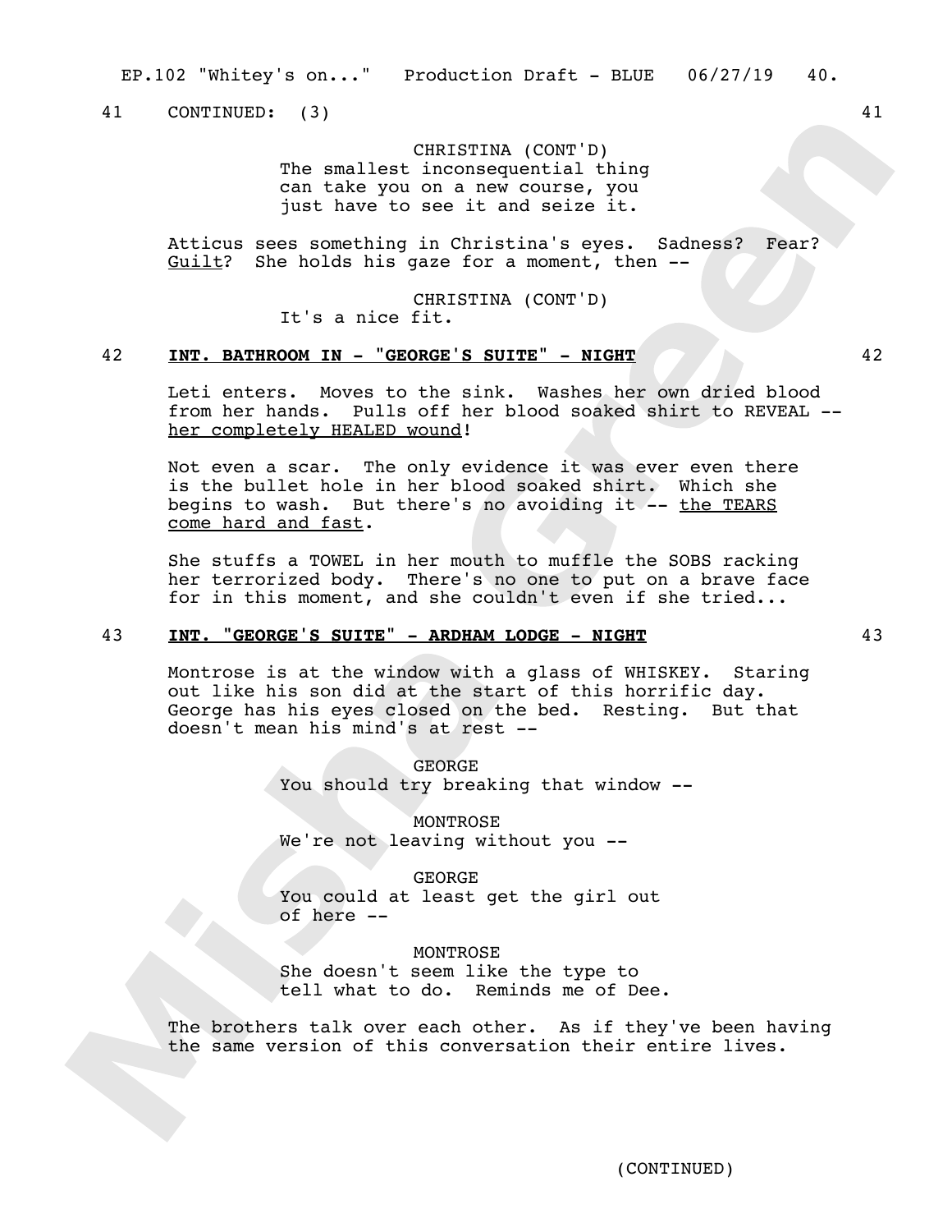41 CONTINUED: (3) 41

CHRISTINA (CONT'D)
The smallest inconsequential thing can take you on a new course, you just have to see it and seize it.

Atticus sees something in Christina's eyes. Sadness? Fear? Guilt? She holds his gaze for a moment, then --

CHRISTINA (CONT'D)
It's a nice fit.

42 **INT. BATHROOM IN - "GEORGE'S SUITE" - NIGHT** 42

Leti enters. Moves to the sink. Washes her own dried blood from her hands. Pulls off her blood soaked shirt to REVEAL -- her completely HEALED wound!

Not even a scar. The only evidence it was ever even there is the bullet hole in her blood soaked shirt. Which she begins to wash. But there's no avoiding it -- the TEARS come hard and fast.

She stuffs a TOWEL in her mouth to muffle the SOBS racking her terrorized body. There's no one to put on a brave face for in this moment, and she couldn't even if she tried...

43 **INT. "GEORGE'S SUITE" - ARDHAM LODGE - NIGHT** 43

Montrose is at the window with a glass of WHISKEY. Staring out like his son did at the start of this horrific day. George has his eyes closed on the bed. Resting. But that doesn't mean his mind's at rest --

GEORGE
You should try breaking that window --

MONTROSE
We're not leaving without you --

GEORGE
You could at least get the girl out of here --

MONTROSE
She doesn't seem like the type to tell what to do. Reminds me of Dee.

The brothers talk over each other. As if they've been having the same version of this conversation their entire lives.

(CONTINUED)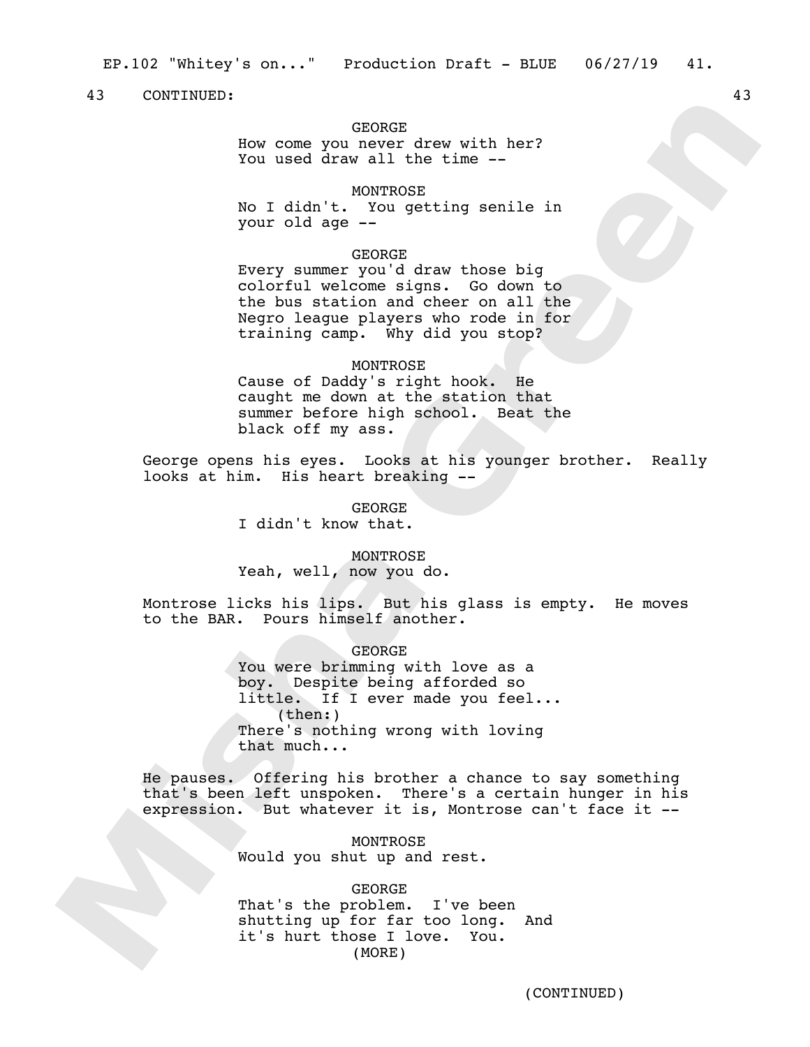43 CONTINUED: 43

GEORGE
How come you never drew with her?
You used draw all the time --

MONTROSE
No I didn't. You getting senile in
your old age --

GEORGE
Every summer you'd draw those big
colorful welcome signs. Go down to
the bus station and cheer on all the
Negro league players who rode in for
training camp. Why did you stop?

MONTROSE
Cause of Daddy's right hook. He
caught me down at the station that
summer before high school. Beat the
black off my ass.

George opens his eyes. Looks at his younger brother. Really looks at him. His heart breaking --

GEORGE
I didn't know that.

MONTROSE
Yeah, well, now you do.

Montrose licks his lips. But his glass is empty. He moves to the BAR. Pours himself another.

GEORGE
You were brimming with love as a
boy. Despite being afforded so
little. If I ever made you feel...
(then:)
There's nothing wrong with loving
that much...

He pauses. Offering his brother a chance to say something that's been left unspoken. There's a certain hunger in his expression. But whatever it is, Montrose can't face it --

MONTROSE
Would you shut up and rest.

GEORGE
That's the problem. I've been
shutting up for far too long. And
it's hurt those I love. You.
(MORE)

(CONTINUED)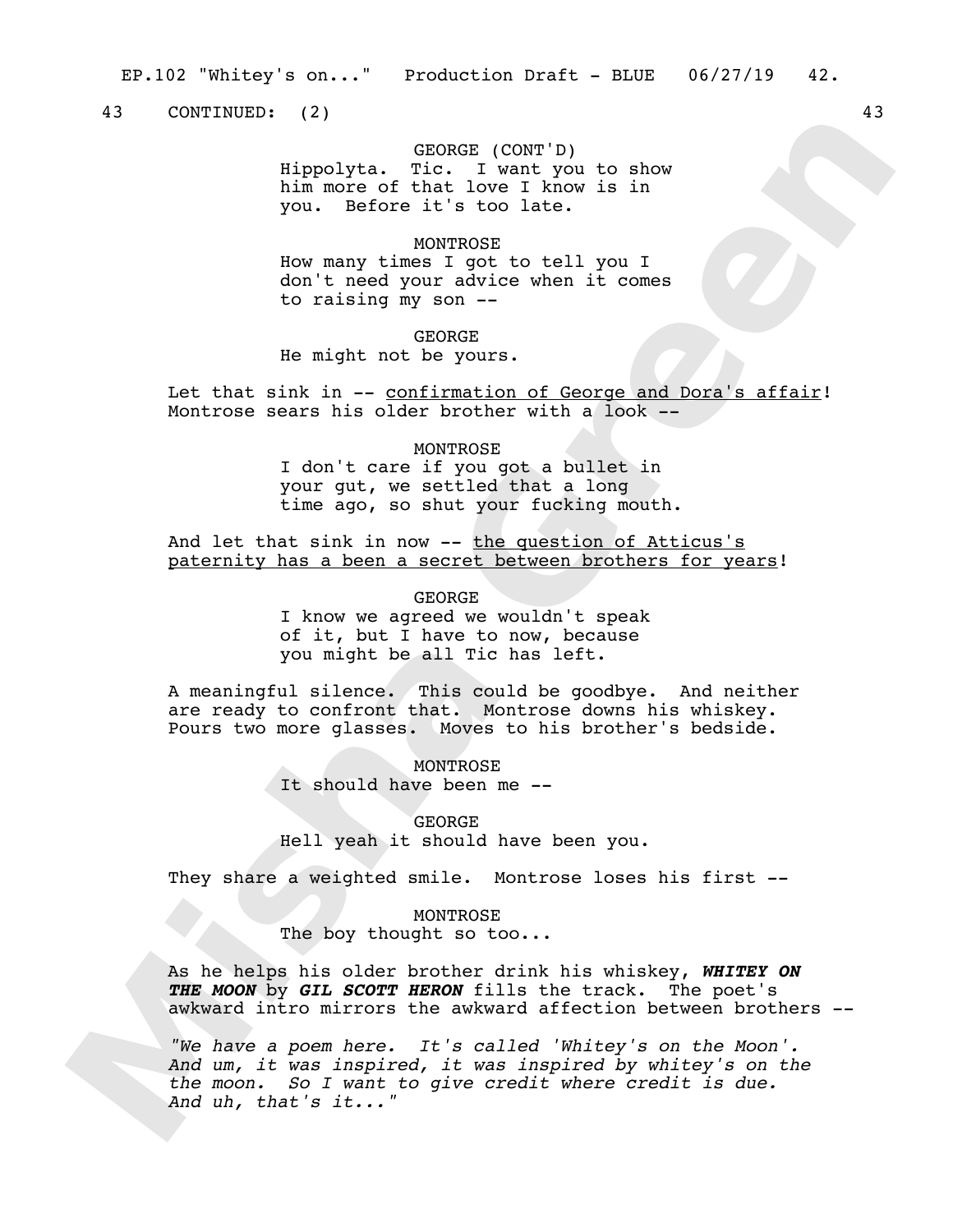43 CONTINUED: (2) 43

GEORGE (CONT'D)
Hippolyta. Tic. I want you to show him more of that love I know is in you. Before it's too late.

MONTROSE
How many times I got to tell you I don't need your advice when it comes to raising my son --

GEORGE
He might not be yours.

Let that sink in -- confirmation of George and Dora's affair! Montrose sears his older brother with a look --

MONTROSE
I don't care if you got a bullet in your gut, we settled that a long time ago, so shut your fucking mouth.

And let that sink in now -- the question of Atticus's paternity has a been a secret between brothers for years!

GEORGE
I know we agreed we wouldn't speak of it, but I have to now, because you might be all Tic has left.

A meaningful silence. This could be goodbye. And neither are ready to confront that. Montrose downs his whiskey. Pours two more glasses. Moves to his brother's bedside.

MONTROSE
It should have been me --

GEORGE
Hell yeah it should have been you.

They share a weighted smile. Montrose loses his first --

MONTROSE
The boy thought so too...

As he helps his older brother drink his whiskey, ***WHITEY ON THE MOON*** by ***GIL SCOTT HERON*** fills the track. The poet's awkward intro mirrors the awkward affection between brothers --

*"We have a poem here. It's called 'Whitey's on the Moon'. And um, it was inspired, it was inspired by whitey's on the the moon. So I want to give credit where credit is due. And uh, that's it..."*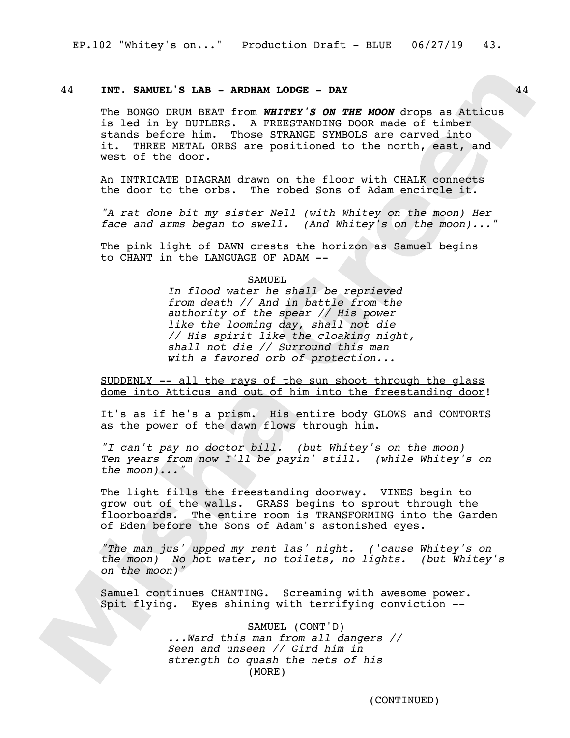44 **INT. SAMUEL'S LAB - ARDHAM LODGE - DAY** 44

The BONGO DRUM BEAT from ***WHITEY'S ON THE MOON*** drops as Atticus is led in by BUTLERS. A FREESTANDING DOOR made of timber stands before him. Those STRANGE SYMBOLS are carved into it. THREE METAL ORBS are positioned to the north, east, and west of the door.

An INTRICATE DIAGRAM drawn on the floor with CHALK connects the door to the orbs. The robed Sons of Adam encircle it.

*"A rat done bit my sister Nell (with Whitey on the moon) Her face and arms began to swell. (And Whitey's on the moon)..."*

The pink light of DAWN crests the horizon as Samuel begins to CHANT in the LANGUAGE OF ADAM --

SAMUEL
*In flood water he shall be reprieved from death // And in battle from the authority of the spear // His power like the looming day, shall not die // His spirit like the cloaking night, shall not die // Surround this man with a favored orb of protection...*

SUDDENLY -- all the rays of the sun shoot through the glass dome into Atticus and out of him into the freestanding door!

It's as if he's a prism. His entire body GLOWS and CONTORTS as the power of the dawn flows through him.

*"I can't pay no doctor bill. (but Whitey's on the moon) Ten years from now I'll be payin' still. (while Whitey's on the moon)..."*

The light fills the freestanding doorway. VINES begin to grow out of the walls. GRASS begins to sprout through the floorboards. The entire room is TRANSFORMING into the Garden of Eden before the Sons of Adam's astonished eyes.

*"The man jus' upped my rent las' night. ('cause Whitey's on the moon) No hot water, no toilets, no lights. (but Whitey's on the moon)"*

Samuel continues CHANTING. Screaming with awesome power. Spit flying. Eyes shining with terrifying conviction --

SAMUEL (CONT'D)
*...Ward this man from all dangers // Seen and unseen // Gird him in strength to quash the nets of his*
(MORE)

(CONTINUED)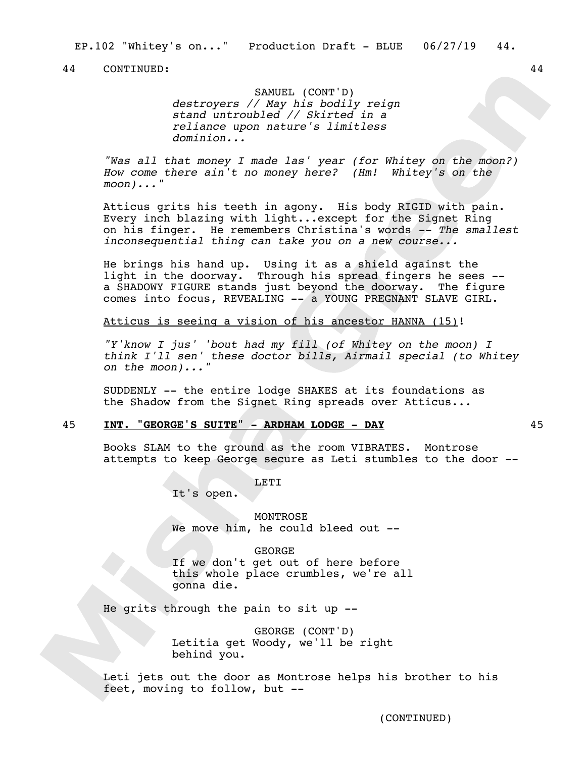44 CONTINUED: 44

SAMUEL (CONT'D)
*destroyers // May his bodily reign stand untroubled // Skirted in a reliance upon nature's limitless dominion...*

*"Was all that money I made las' year (for Whitey on the moon?) How come there ain't no money here? (Hm! Whitey's on the moon)..."*

Atticus grits his teeth in agony. His body RIGID with pain. Every inch blazing with light...except for the Signet Ring on his finger. He remembers Christina's words -- *The smallest inconsequential thing can take you on a new course...*

He brings his hand up. Using it as a shield against the light in the doorway. Through his spread fingers he sees -- a SHADOWY FIGURE stands just beyond the doorway. The figure comes into focus, REVEALING -- a YOUNG PREGNANT SLAVE GIRL.

<u>Atticus is seeing a vision of his ancestor HANNA (15)</u>!

*"Y'know I jus' 'bout had my fill (of Whitey on the moon) I think I'll sen' these doctor bills, Airmail special (to Whitey on the moon)..."*

SUDDENLY -- the entire lodge SHAKES at its foundations as the Shadow from the Signet Ring spreads over Atticus...

45 **<u>INT. "GEORGE'S SUITE" - ARDHAM LODGE - DAY</u>** 45

Books SLAM to the ground as the room VIBRATES. Montrose attempts to keep George secure as Leti stumbles to the door --

LETI
It's open.

MONTROSE
We move him, he could bleed out --

GEORGE
If we don't get out of here before this whole place crumbles, we're all gonna die.

He grits through the pain to sit up --

GEORGE (CONT'D)
Letitia get Woody, we'll be right behind you.

Leti jets out the door as Montrose helps his brother to his feet, moving to follow, but --

(CONTINUED)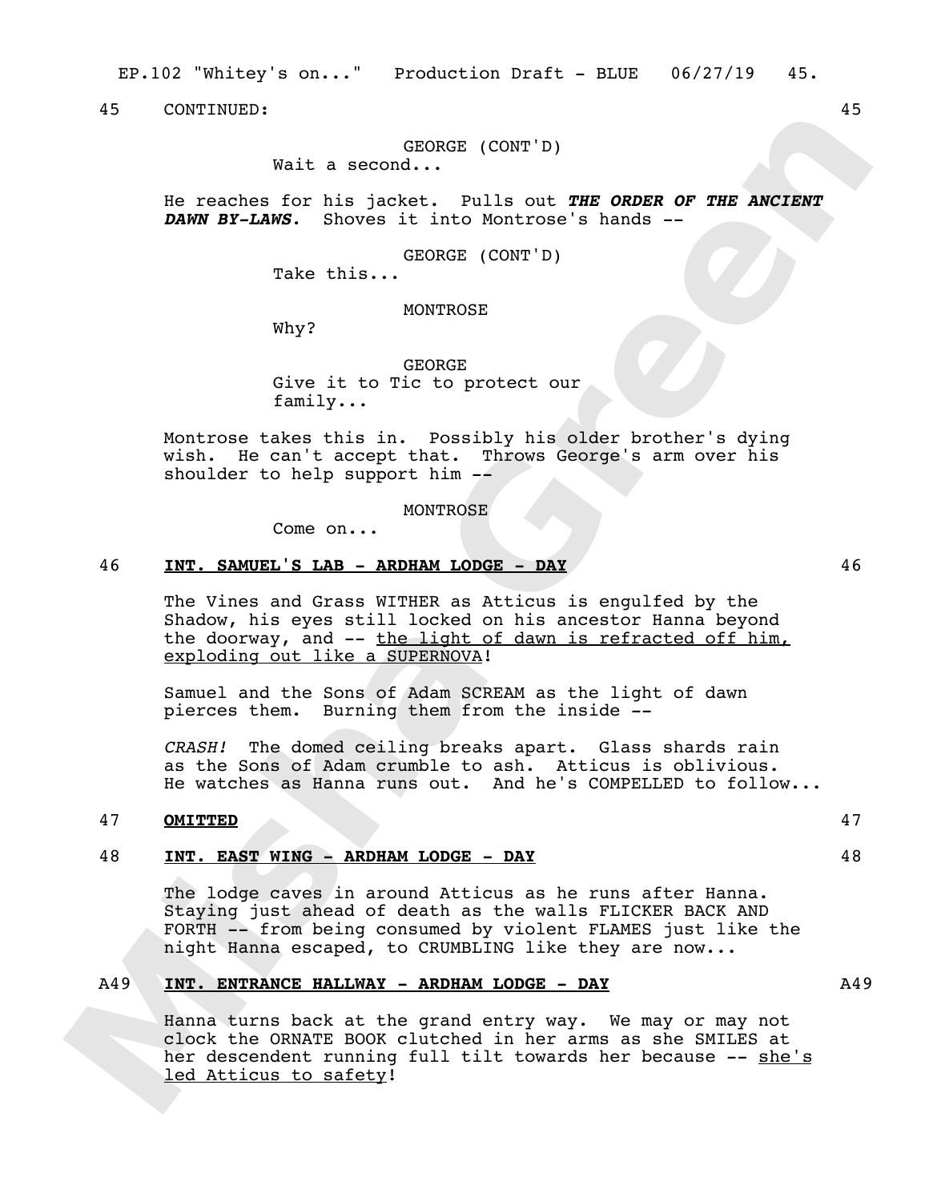45 CONTINUED: 45

GEORGE (CONT'D)
Wait a second...

He reaches for his jacket. Pulls out ***THE ORDER OF THE ANCIENT DAWN BY-LAWS***. Shoves it into Montrose's hands --

GEORGE (CONT'D)
Take this...

MONTROSE
Why?

GEORGE
Give it to Tic to protect our family...

Montrose takes this in. Possibly his older brother's dying wish. He can't accept that. Throws George's arm over his shoulder to help support him --

MONTROSE
Come on...

46 **INT. SAMUEL'S LAB - ARDHAM LODGE - DAY** 46

The Vines and Grass WITHER as Atticus is engulfed by the Shadow, his eyes still locked on his ancestor Hanna beyond the doorway, and -- the light of dawn is refracted off him, exploding out like a SUPERNOVA!

Samuel and the Sons of Adam SCREAM as the light of dawn pierces them. Burning them from the inside --

*CRASH!* The domed ceiling breaks apart. Glass shards rain as the Sons of Adam crumble to ash. Atticus is oblivious. He watches as Hanna runs out. And he's COMPELLED to follow...

47 **OMITTED** 47

48 **INT. EAST WING - ARDHAM LODGE - DAY** 48

The lodge caves in around Atticus as he runs after Hanna. Staying just ahead of death as the walls FLICKER BACK AND FORTH -- from being consumed by violent FLAMES just like the night Hanna escaped, to CRUMBLING like they are now...

A49 **INT. ENTRANCE HALLWAY - ARDHAM LODGE - DAY** A49

Hanna turns back at the grand entry way. We may or may not clock the ORNATE BOOK clutched in her arms as she SMILES at her descendent running full tilt towards her because -- she's led Atticus to safety!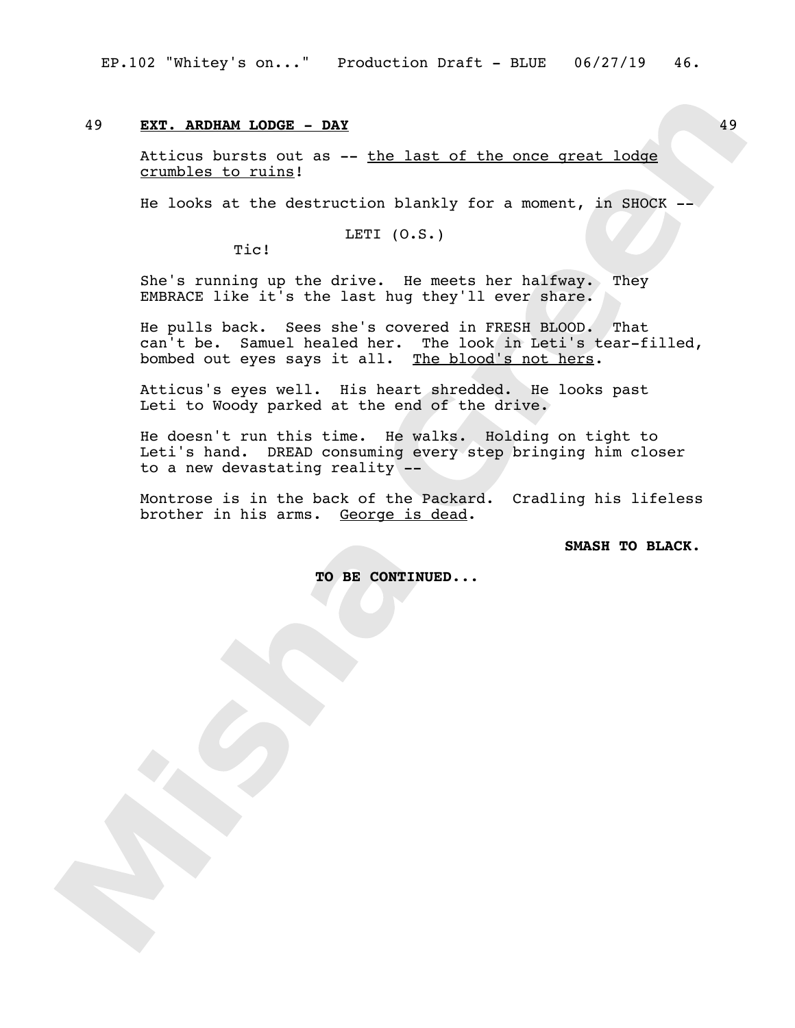49 **EXT. ARDHAM LODGE - DAY** 49

Atticus bursts out as -- the last of the once great lodge crumbles to ruins!

He looks at the destruction blankly for a moment, in SHOCK --

LETI (O.S.)
Tic!

She's running up the drive. He meets her halfway. They EMBRACE like it's the last hug they'll ever share.

He pulls back. Sees she's covered in FRESH BLOOD. That can't be. Samuel healed her. The look in Leti's tear-filled, bombed out eyes says it all. The blood's not hers.

Atticus's eyes well. His heart shredded. He looks past Leti to Woody parked at the end of the drive.

He doesn't run this time. He walks. Holding on tight to Leti's hand. DREAD consuming every step bringing him closer to a new devastating reality --

Montrose is in the back of the Packard. Cradling his lifeless brother in his arms. George is dead.

**SMASH TO BLACK.**

**TO BE CONTINUED...**